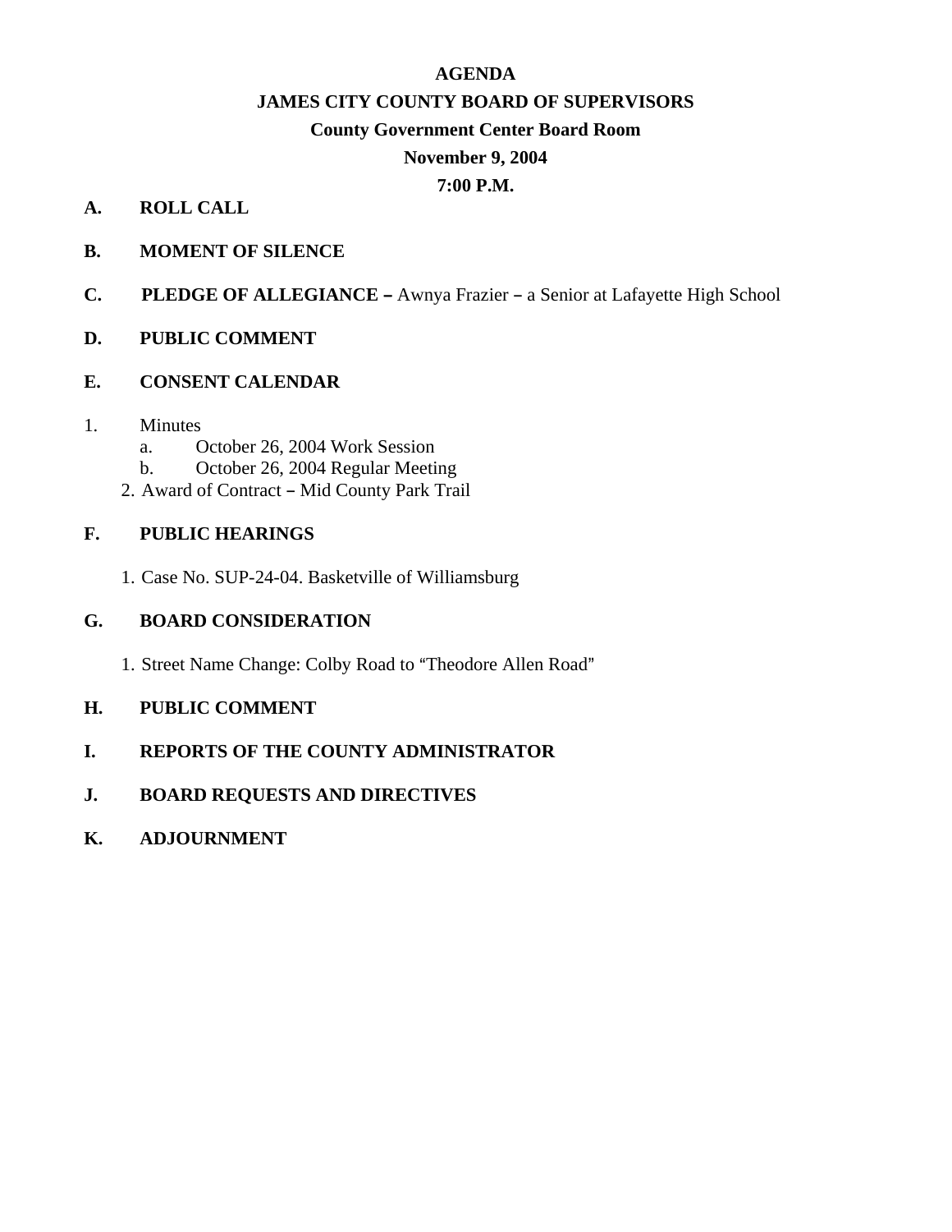**AGENDA**

**JAMES CITY COUNTY BOARD OF SUPERVISORS**

**County Government Center Board Room**

**November 9, 2004**

**7:00 P.M.**

**A. ROLL CALL**

**B. MOMENT OF SILENCE**

**C. PLEDGE OF ALLEGIANCE –** Awnya Frazier – a Senior at Lafayette High School

**D. PUBLIC COMMENT**

**E. CONSENT CALENDAR**

1. Minutes
   a. October 26, 2004 Work Session
   b. October 26, 2004 Regular Meeting
2. Award of Contract – Mid County Park Trail

**F. PUBLIC HEARINGS**

1. Case No. SUP-24-04. Basketville of Williamsburg

**G. BOARD CONSIDERATION**

1. Street Name Change: Colby Road to "Theodore Allen Road"

**H. PUBLIC COMMENT**

**I. REPORTS OF THE COUNTY ADMINISTRATOR**

**J. BOARD REQUESTS AND DIRECTIVES**

**K. ADJOURNMENT**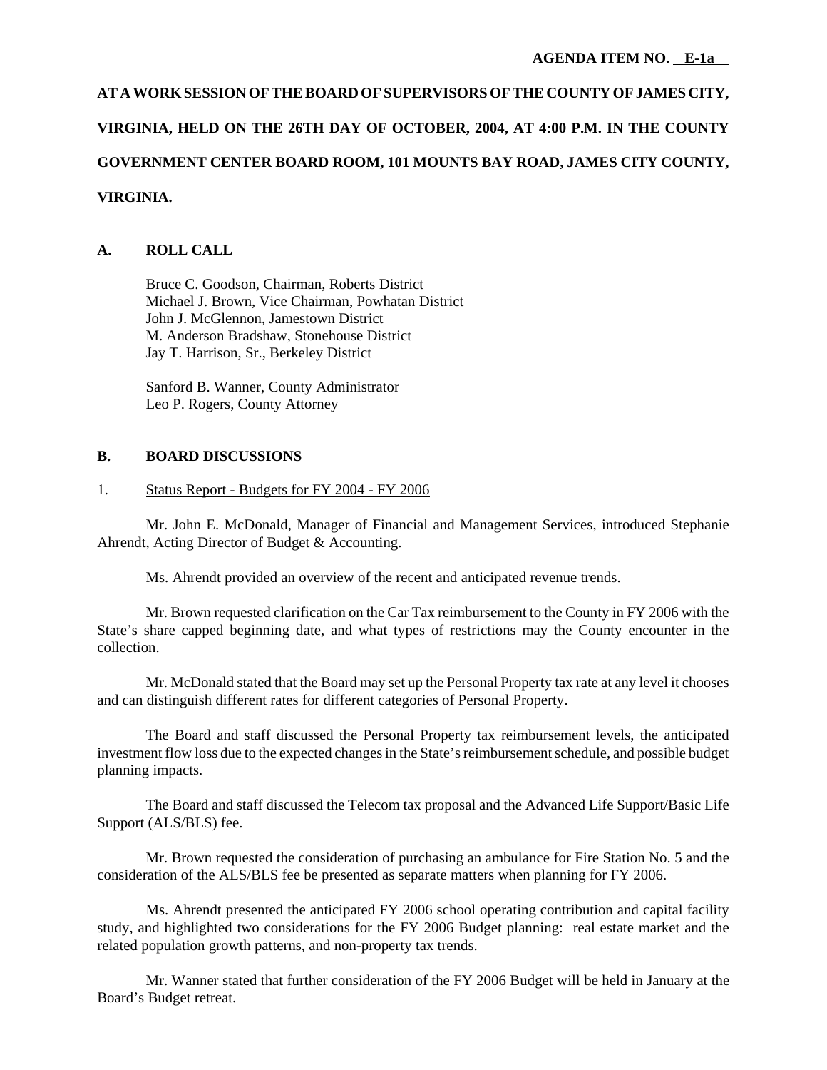**AGENDA ITEM NO. E-1a**

**AT A WORK SESSION OF THE BOARD OF SUPERVISORS OF THE COUNTY OF JAMES CITY, VIRGINIA, HELD ON THE 26TH DAY OF OCTOBER, 2004, AT 4:00 P.M. IN THE COUNTY GOVERNMENT CENTER BOARD ROOM, 101 MOUNTS BAY ROAD, JAMES CITY COUNTY, VIRGINIA.**

## A. ROLL CALL

Bruce C. Goodson, Chairman, Roberts District
Michael J. Brown, Vice Chairman, Powhatan District
John J. McGlennon, Jamestown District
M. Anderson Bradshaw, Stonehouse District
Jay T. Harrison, Sr., Berkeley District

Sanford B. Wanner, County Administrator
Leo P. Rogers, County Attorney

## B. BOARD DISCUSSIONS

1. Status Report - Budgets for FY 2004 - FY 2006

Mr. John E. McDonald, Manager of Financial and Management Services, introduced Stephanie Ahrendt, Acting Director of Budget & Accounting.

Ms. Ahrendt provided an overview of the recent and anticipated revenue trends.

Mr. Brown requested clarification on the Car Tax reimbursement to the County in FY 2006 with the State's share capped beginning date, and what types of restrictions may the County encounter in the collection.

Mr. McDonald stated that the Board may set up the Personal Property tax rate at any level it chooses and can distinguish different rates for different categories of Personal Property.

The Board and staff discussed the Personal Property tax reimbursement levels, the anticipated investment flow loss due to the expected changes in the State's reimbursement schedule, and possible budget planning impacts.

The Board and staff discussed the Telecom tax proposal and the Advanced Life Support/Basic Life Support (ALS/BLS) fee.

Mr. Brown requested the consideration of purchasing an ambulance for Fire Station No. 5 and the consideration of the ALS/BLS fee be presented as separate matters when planning for FY 2006.

Ms. Ahrendt presented the anticipated FY 2006 school operating contribution and capital facility study, and highlighted two considerations for the FY 2006 Budget planning: real estate market and the related population growth patterns, and non-property tax trends.

Mr. Wanner stated that further consideration of the FY 2006 Budget will be held in January at the Board's Budget retreat.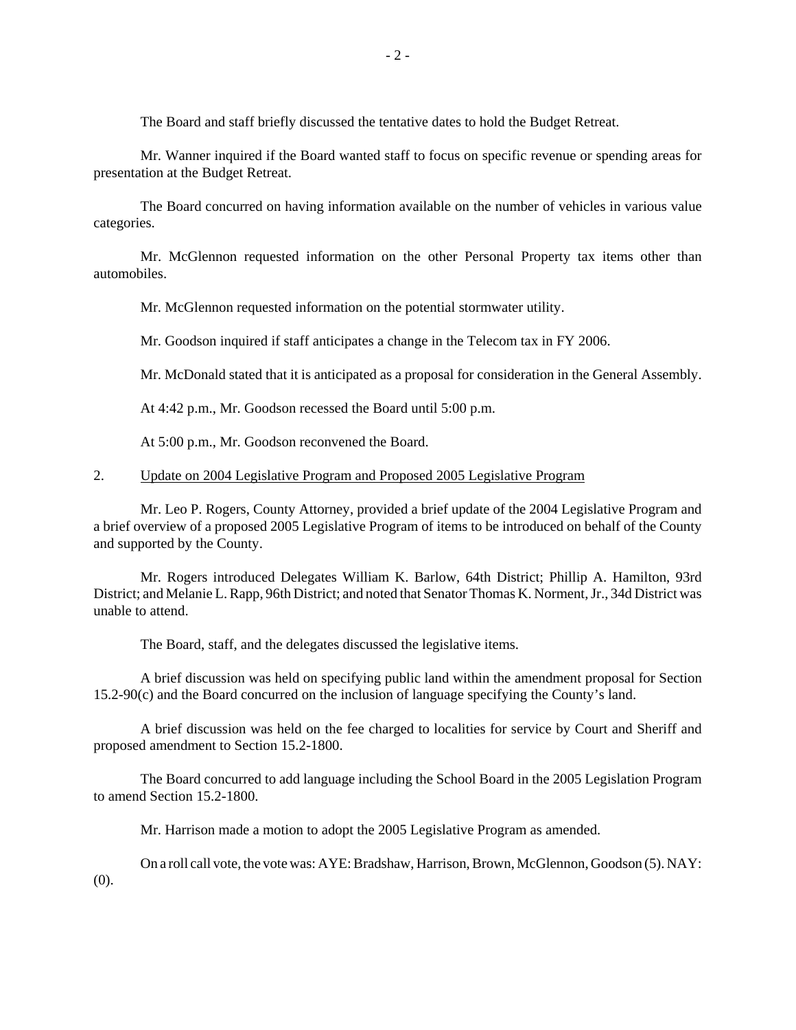The Board and staff briefly discussed the tentative dates to hold the Budget Retreat.

Mr. Wanner inquired if the Board wanted staff to focus on specific revenue or spending areas for presentation at the Budget Retreat.

The Board concurred on having information available on the number of vehicles in various value categories.

Mr. McGlennon requested information on the other Personal Property tax items other than automobiles.

Mr. McGlennon requested information on the potential stormwater utility.

Mr. Goodson inquired if staff anticipates a change in the Telecom tax in FY 2006.

Mr. McDonald stated that it is anticipated as a proposal for consideration in the General Assembly.

At 4:42 p.m., Mr. Goodson recessed the Board until 5:00 p.m.

At 5:00 p.m., Mr. Goodson reconvened the Board.

2. <u>Update on 2004 Legislative Program and Proposed 2005 Legislative Program</u>

Mr. Leo P. Rogers, County Attorney, provided a brief update of the 2004 Legislative Program and a brief overview of a proposed 2005 Legislative Program of items to be introduced on behalf of the County and supported by the County.

Mr. Rogers introduced Delegates William K. Barlow, 64th District; Phillip A. Hamilton, 93rd District; and Melanie L. Rapp, 96th District; and noted that Senator Thomas K. Norment, Jr., 34d District was unable to attend.

The Board, staff, and the delegates discussed the legislative items.

A brief discussion was held on specifying public land within the amendment proposal for Section 15.2-90(c) and the Board concurred on the inclusion of language specifying the County's land.

A brief discussion was held on the fee charged to localities for service by Court and Sheriff and proposed amendment to Section 15.2-1800.

The Board concurred to add language including the School Board in the 2005 Legislation Program to amend Section 15.2-1800.

Mr. Harrison made a motion to adopt the 2005 Legislative Program as amended.

On a roll call vote, the vote was: AYE: Bradshaw, Harrison, Brown, McGlennon, Goodson (5). NAY: (0).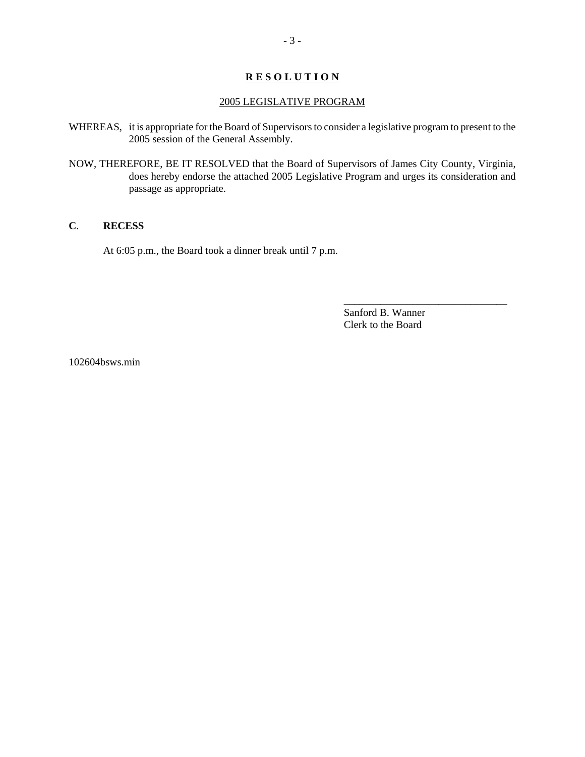**<u>R E S O L U T I O N</u>**

<u>2005 LEGISLATIVE PROGRAM</u>

WHEREAS, it is appropriate for the Board of Supervisors to consider a legislative program to present to the 2005 session of the General Assembly.

NOW, THEREFORE, BE IT RESOLVED that the Board of Supervisors of James City County, Virginia, does hereby endorse the attached 2005 Legislative Program and urges its consideration and passage as appropriate.

**C. RECESS**

At 6:05 p.m., the Board took a dinner break until 7 p.m.

_______________________________

Sanford B. Wanner
Clerk to the Board

102604bsws.min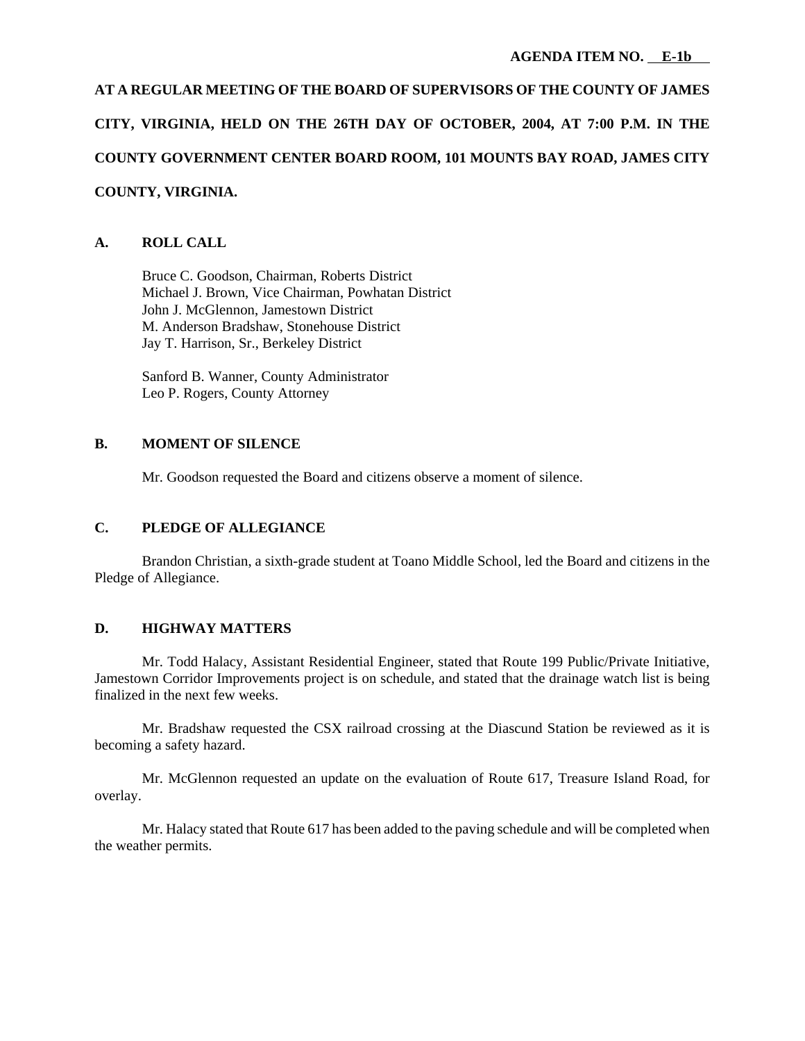**AGENDA ITEM NO. E-1b**

**AT A REGULAR MEETING OF THE BOARD OF SUPERVISORS OF THE COUNTY OF JAMES CITY, VIRGINIA, HELD ON THE 26TH DAY OF OCTOBER, 2004, AT 7:00 P.M. IN THE COUNTY GOVERNMENT CENTER BOARD ROOM, 101 MOUNTS BAY ROAD, JAMES CITY COUNTY, VIRGINIA.**

## A. ROLL CALL

Bruce C. Goodson, Chairman, Roberts District
Michael J. Brown, Vice Chairman, Powhatan District
John J. McGlennon, Jamestown District
M. Anderson Bradshaw, Stonehouse District
Jay T. Harrison, Sr., Berkeley District

Sanford B. Wanner, County Administrator
Leo P. Rogers, County Attorney

## B. MOMENT OF SILENCE

Mr. Goodson requested the Board and citizens observe a moment of silence.

## C. PLEDGE OF ALLEGIANCE

Brandon Christian, a sixth-grade student at Toano Middle School, led the Board and citizens in the Pledge of Allegiance.

## D. HIGHWAY MATTERS

Mr. Todd Halacy, Assistant Residential Engineer, stated that Route 199 Public/Private Initiative, Jamestown Corridor Improvements project is on schedule, and stated that the drainage watch list is being finalized in the next few weeks.

Mr. Bradshaw requested the CSX railroad crossing at the Diascund Station be reviewed as it is becoming a safety hazard.

Mr. McGlennon requested an update on the evaluation of Route 617, Treasure Island Road, for overlay.

Mr. Halacy stated that Route 617 has been added to the paving schedule and will be completed when the weather permits.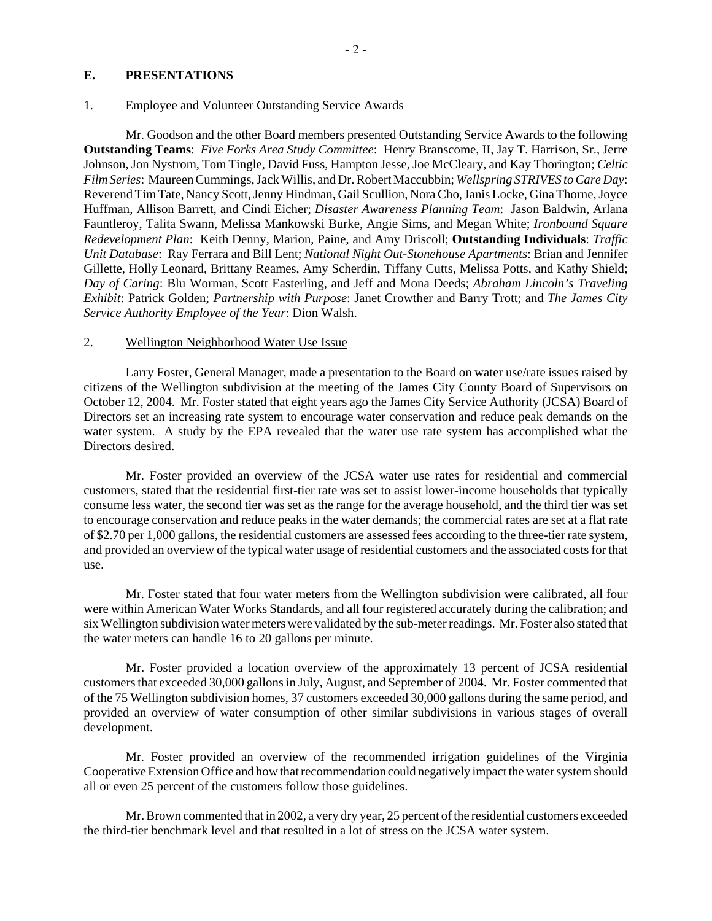## E. PRESENTATIONS

### 1. Employee and Volunteer Outstanding Service Awards

Mr. Goodson and the other Board members presented Outstanding Service Awards to the following **Outstanding Teams**: *Five Forks Area Study Committee*: Henry Branscome, II, Jay T. Harrison, Sr., Jerre Johnson, Jon Nystrom, Tom Tingle, David Fuss, Hampton Jesse, Joe McCleary, and Kay Thorington; *Celtic Film Series*: Maureen Cummings, Jack Willis, and Dr. Robert Maccubbin; *Wellspring STRIVES to Care Day*: Reverend Tim Tate, Nancy Scott, Jenny Hindman, Gail Scullion, Nora Cho, Janis Locke, Gina Thorne, Joyce Huffman, Allison Barrett, and Cindi Eicher; *Disaster Awareness Planning Team*: Jason Baldwin, Arlana Fauntleroy, Talita Swann, Melissa Mankowski Burke, Angie Sims, and Megan White; *Ironbound Square Redevelopment Plan*: Keith Denny, Marion, Paine, and Amy Driscoll; **Outstanding Individuals**: *Traffic Unit Database*: Ray Ferrara and Bill Lent; *National Night Out-Stonehouse Apartments*: Brian and Jennifer Gillette, Holly Leonard, Brittany Reames, Amy Scherdin, Tiffany Cutts, Melissa Potts, and Kathy Shield; *Day of Caring*: Blu Worman, Scott Easterling, and Jeff and Mona Deeds; *Abraham Lincoln's Traveling Exhibit*: Patrick Golden; *Partnership with Purpose*: Janet Crowther and Barry Trott; and *The James City Service Authority Employee of the Year*: Dion Walsh.

### 2. Wellington Neighborhood Water Use Issue

Larry Foster, General Manager, made a presentation to the Board on water use/rate issues raised by citizens of the Wellington subdivision at the meeting of the James City County Board of Supervisors on October 12, 2004. Mr. Foster stated that eight years ago the James City Service Authority (JCSA) Board of Directors set an increasing rate system to encourage water conservation and reduce peak demands on the water system. A study by the EPA revealed that the water use rate system has accomplished what the Directors desired.

Mr. Foster provided an overview of the JCSA water use rates for residential and commercial customers, stated that the residential first-tier rate was set to assist lower-income households that typically consume less water, the second tier was set as the range for the average household, and the third tier was set to encourage conservation and reduce peaks in the water demands; the commercial rates are set at a flat rate of $2.70 per 1,000 gallons, the residential customers are assessed fees according to the three-tier rate system, and provided an overview of the typical water usage of residential customers and the associated costs for that use.

Mr. Foster stated that four water meters from the Wellington subdivision were calibrated, all four were within American Water Works Standards, and all four registered accurately during the calibration; and six Wellington subdivision water meters were validated by the sub-meter readings. Mr. Foster also stated that the water meters can handle 16 to 20 gallons per minute.

Mr. Foster provided a location overview of the approximately 13 percent of JCSA residential customers that exceeded 30,000 gallons in July, August, and September of 2004. Mr. Foster commented that of the 75 Wellington subdivision homes, 37 customers exceeded 30,000 gallons during the same period, and provided an overview of water consumption of other similar subdivisions in various stages of overall development.

Mr. Foster provided an overview of the recommended irrigation guidelines of the Virginia Cooperative Extension Office and how that recommendation could negatively impact the water system should all or even 25 percent of the customers follow those guidelines.

Mr. Brown commented that in 2002, a very dry year, 25 percent of the residential customers exceeded the third-tier benchmark level and that resulted in a lot of stress on the JCSA water system.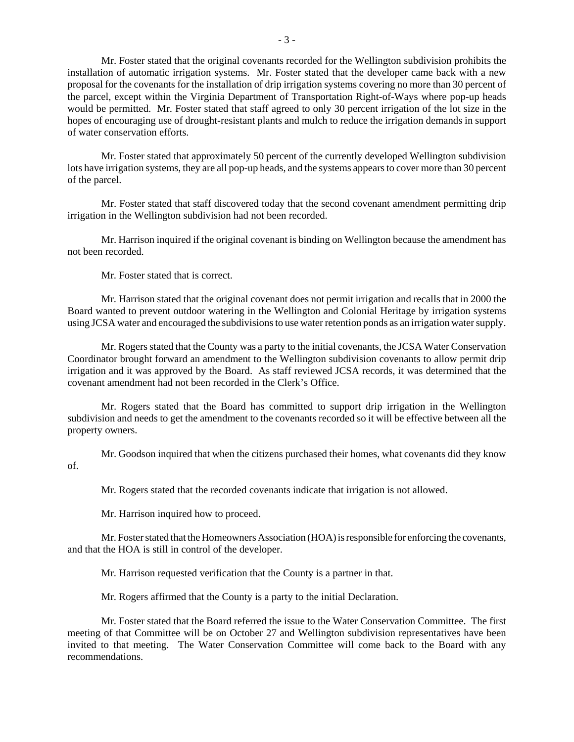Mr. Foster stated that the original covenants recorded for the Wellington subdivision prohibits the installation of automatic irrigation systems. Mr. Foster stated that the developer came back with a new proposal for the covenants for the installation of drip irrigation systems covering no more than 30 percent of the parcel, except within the Virginia Department of Transportation Right-of-Ways where pop-up heads would be permitted. Mr. Foster stated that staff agreed to only 30 percent irrigation of the lot size in the hopes of encouraging use of drought-resistant plants and mulch to reduce the irrigation demands in support of water conservation efforts.

Mr. Foster stated that approximately 50 percent of the currently developed Wellington subdivision lots have irrigation systems, they are all pop-up heads, and the systems appears to cover more than 30 percent of the parcel.

Mr. Foster stated that staff discovered today that the second covenant amendment permitting drip irrigation in the Wellington subdivision had not been recorded.

Mr. Harrison inquired if the original covenant is binding on Wellington because the amendment has not been recorded.

Mr. Foster stated that is correct.

Mr. Harrison stated that the original covenant does not permit irrigation and recalls that in 2000 the Board wanted to prevent outdoor watering in the Wellington and Colonial Heritage by irrigation systems using JCSA water and encouraged the subdivisions to use water retention ponds as an irrigation water supply.

Mr. Rogers stated that the County was a party to the initial covenants, the JCSA Water Conservation Coordinator brought forward an amendment to the Wellington subdivision covenants to allow permit drip irrigation and it was approved by the Board. As staff reviewed JCSA records, it was determined that the covenant amendment had not been recorded in the Clerk's Office.

Mr. Rogers stated that the Board has committed to support drip irrigation in the Wellington subdivision and needs to get the amendment to the covenants recorded so it will be effective between all the property owners.

Mr. Goodson inquired that when the citizens purchased their homes, what covenants did they know of.

Mr. Rogers stated that the recorded covenants indicate that irrigation is not allowed.

Mr. Harrison inquired how to proceed.

Mr. Foster stated that the Homeowners Association (HOA) is responsible for enforcing the covenants, and that the HOA is still in control of the developer.

Mr. Harrison requested verification that the County is a partner in that.

Mr. Rogers affirmed that the County is a party to the initial Declaration.

Mr. Foster stated that the Board referred the issue to the Water Conservation Committee. The first meeting of that Committee will be on October 27 and Wellington subdivision representatives have been invited to that meeting. The Water Conservation Committee will come back to the Board with any recommendations.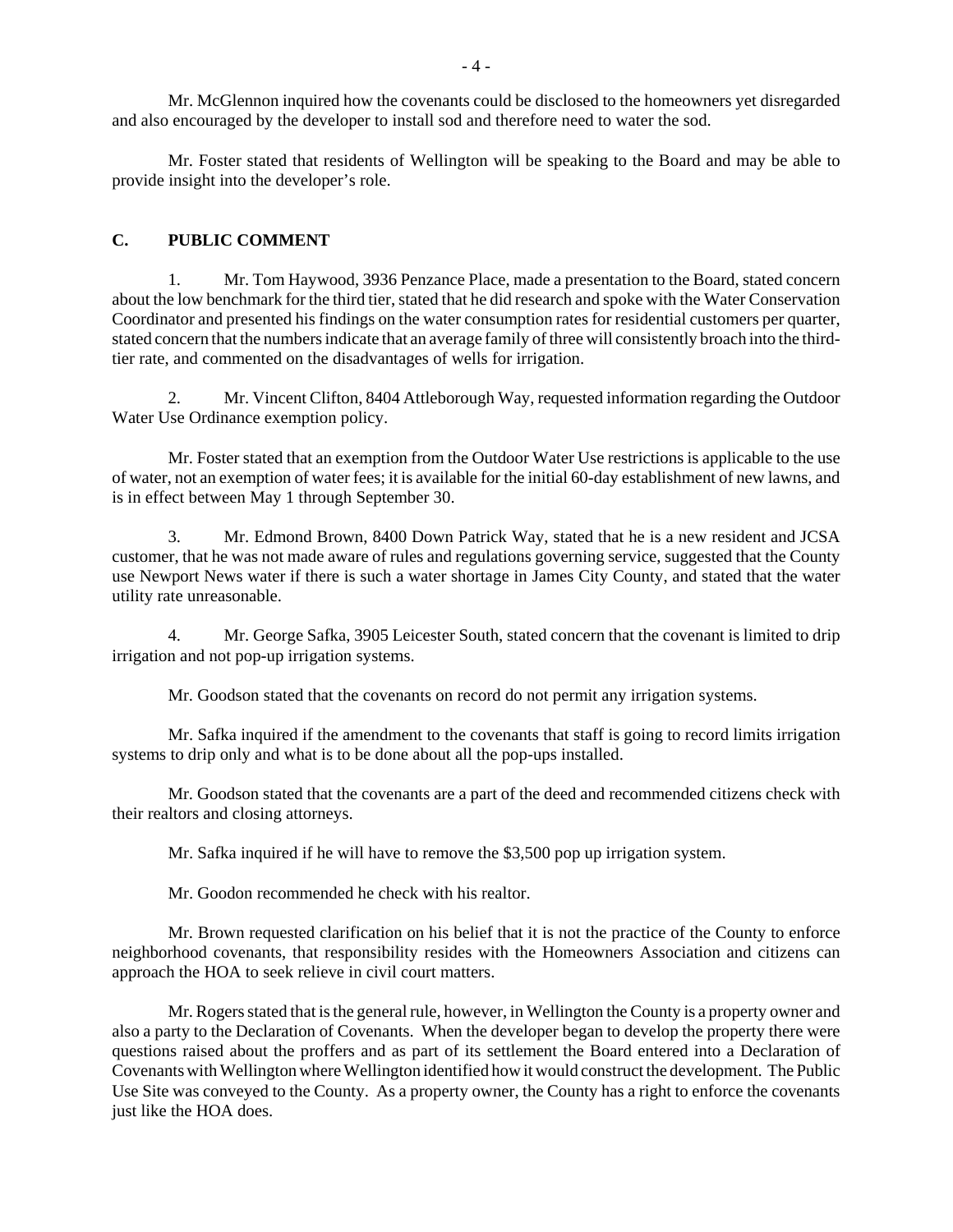Mr. McGlennon inquired how the covenants could be disclosed to the homeowners yet disregarded and also encouraged by the developer to install sod and therefore need to water the sod.

Mr. Foster stated that residents of Wellington will be speaking to the Board and may be able to provide insight into the developer's role.

## C. PUBLIC COMMENT

1. Mr. Tom Haywood, 3936 Penzance Place, made a presentation to the Board, stated concern about the low benchmark for the third tier, stated that he did research and spoke with the Water Conservation Coordinator and presented his findings on the water consumption rates for residential customers per quarter, stated concern that the numbers indicate that an average family of three will consistently broach into the third-tier rate, and commented on the disadvantages of wells for irrigation.

2. Mr. Vincent Clifton, 8404 Attleborough Way, requested information regarding the Outdoor Water Use Ordinance exemption policy.

Mr. Foster stated that an exemption from the Outdoor Water Use restrictions is applicable to the use of water, not an exemption of water fees; it is available for the initial 60-day establishment of new lawns, and is in effect between May 1 through September 30.

3. Mr. Edmond Brown, 8400 Down Patrick Way, stated that he is a new resident and JCSA customer, that he was not made aware of rules and regulations governing service, suggested that the County use Newport News water if there is such a water shortage in James City County, and stated that the water utility rate unreasonable.

4. Mr. George Safka, 3905 Leicester South, stated concern that the covenant is limited to drip irrigation and not pop-up irrigation systems.

Mr. Goodson stated that the covenants on record do not permit any irrigation systems.

Mr. Safka inquired if the amendment to the covenants that staff is going to record limits irrigation systems to drip only and what is to be done about all the pop-ups installed.

Mr. Goodson stated that the covenants are a part of the deed and recommended citizens check with their realtors and closing attorneys.

Mr. Safka inquired if he will have to remove the $3,500 pop up irrigation system.

Mr. Goodon recommended he check with his realtor.

Mr. Brown requested clarification on his belief that it is not the practice of the County to enforce neighborhood covenants, that responsibility resides with the Homeowners Association and citizens can approach the HOA to seek relieve in civil court matters.

Mr. Rogers stated that is the general rule, however, in Wellington the County is a property owner and also a party to the Declaration of Covenants. When the developer began to develop the property there were questions raised about the proffers and as part of its settlement the Board entered into a Declaration of Covenants with Wellington where Wellington identified how it would construct the development. The Public Use Site was conveyed to the County. As a property owner, the County has a right to enforce the covenants just like the HOA does.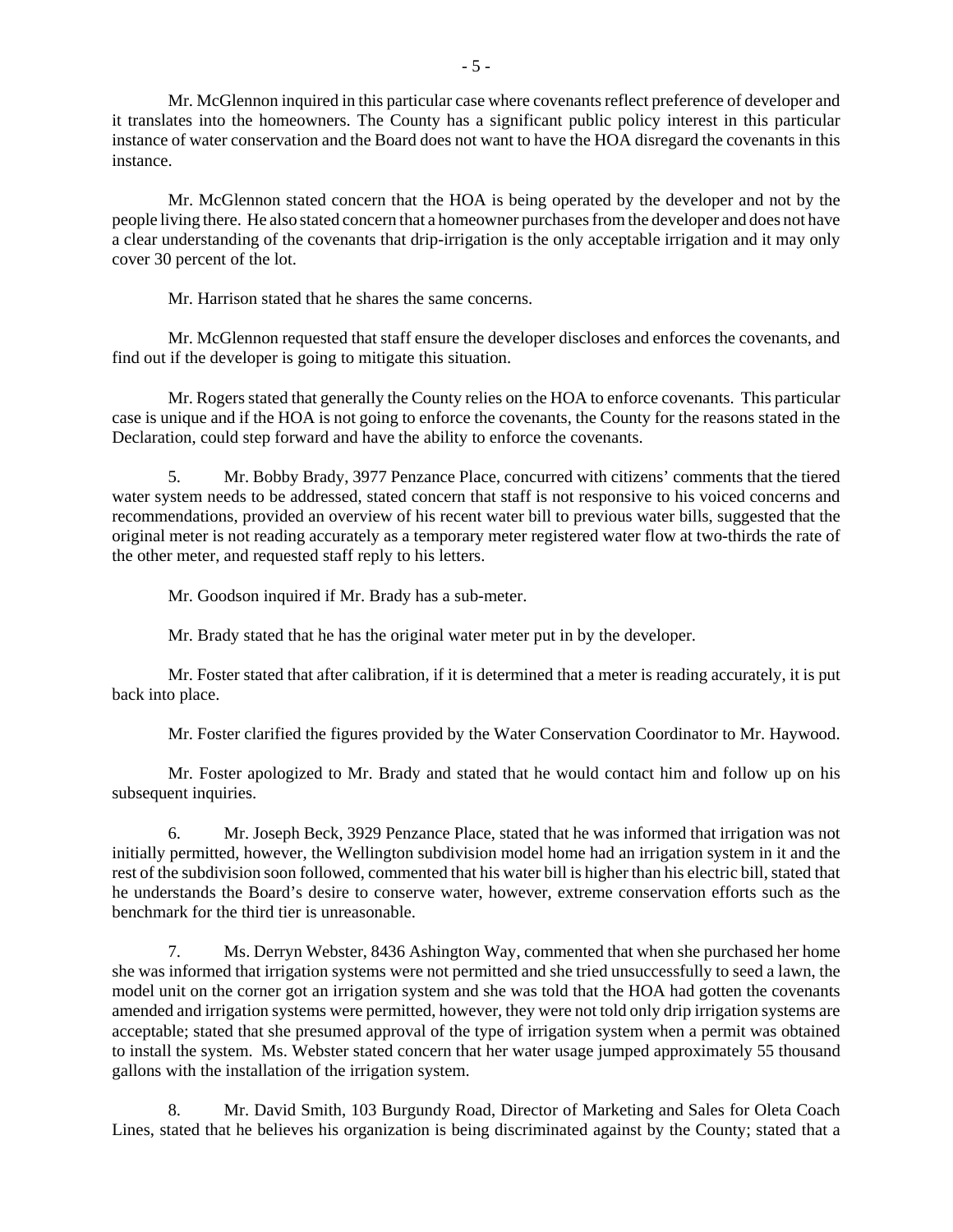Mr. McGlennon inquired in this particular case where covenants reflect preference of developer and it translates into the homeowners. The County has a significant public policy interest in this particular instance of water conservation and the Board does not want to have the HOA disregard the covenants in this instance.

Mr. McGlennon stated concern that the HOA is being operated by the developer and not by the people living there. He also stated concern that a homeowner purchases from the developer and does not have a clear understanding of the covenants that drip-irrigation is the only acceptable irrigation and it may only cover 30 percent of the lot.

Mr. Harrison stated that he shares the same concerns.

Mr. McGlennon requested that staff ensure the developer discloses and enforces the covenants, and find out if the developer is going to mitigate this situation.

Mr. Rogers stated that generally the County relies on the HOA to enforce covenants. This particular case is unique and if the HOA is not going to enforce the covenants, the County for the reasons stated in the Declaration, could step forward and have the ability to enforce the covenants.

5. Mr. Bobby Brady, 3977 Penzance Place, concurred with citizens' comments that the tiered water system needs to be addressed, stated concern that staff is not responsive to his voiced concerns and recommendations, provided an overview of his recent water bill to previous water bills, suggested that the original meter is not reading accurately as a temporary meter registered water flow at two-thirds the rate of the other meter, and requested staff reply to his letters.

Mr. Goodson inquired if Mr. Brady has a sub-meter.

Mr. Brady stated that he has the original water meter put in by the developer.

Mr. Foster stated that after calibration, if it is determined that a meter is reading accurately, it is put back into place.

Mr. Foster clarified the figures provided by the Water Conservation Coordinator to Mr. Haywood.

Mr. Foster apologized to Mr. Brady and stated that he would contact him and follow up on his subsequent inquiries.

6. Mr. Joseph Beck, 3929 Penzance Place, stated that he was informed that irrigation was not initially permitted, however, the Wellington subdivision model home had an irrigation system in it and the rest of the subdivision soon followed, commented that his water bill is higher than his electric bill, stated that he understands the Board's desire to conserve water, however, extreme conservation efforts such as the benchmark for the third tier is unreasonable.

7. Ms. Derryn Webster, 8436 Ashington Way, commented that when she purchased her home she was informed that irrigation systems were not permitted and she tried unsuccessfully to seed a lawn, the model unit on the corner got an irrigation system and she was told that the HOA had gotten the covenants amended and irrigation systems were permitted, however, they were not told only drip irrigation systems are acceptable; stated that she presumed approval of the type of irrigation system when a permit was obtained to install the system. Ms. Webster stated concern that her water usage jumped approximately 55 thousand gallons with the installation of the irrigation system.

8. Mr. David Smith, 103 Burgundy Road, Director of Marketing and Sales for Oleta Coach Lines, stated that he believes his organization is being discriminated against by the County; stated that a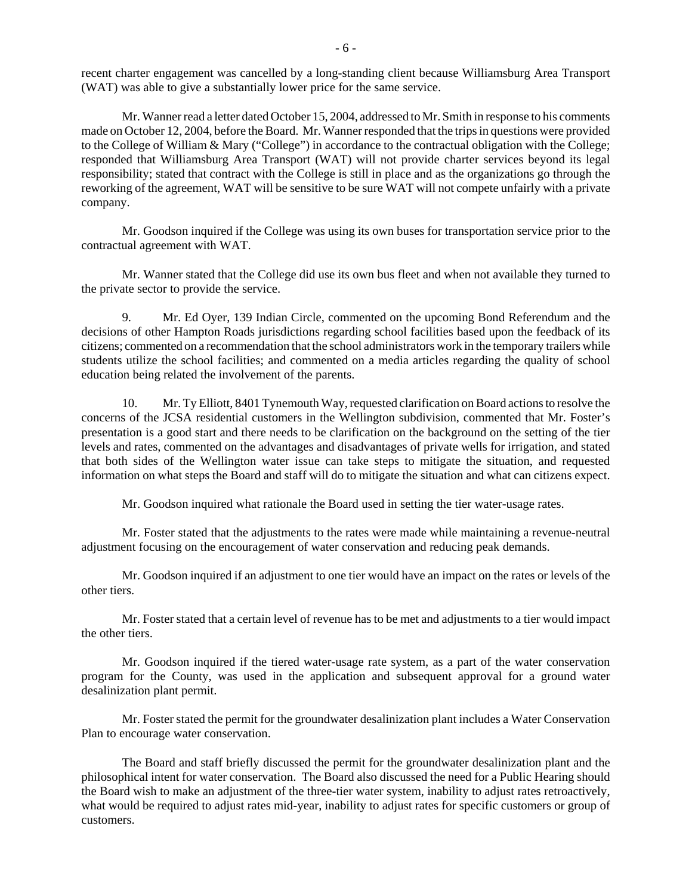recent charter engagement was cancelled by a long-standing client because Williamsburg Area Transport (WAT) was able to give a substantially lower price for the same service.

Mr. Wanner read a letter dated October 15, 2004, addressed to Mr. Smith in response to his comments made on October 12, 2004, before the Board. Mr. Wanner responded that the trips in questions were provided to the College of William & Mary ("College") in accordance to the contractual obligation with the College; responded that Williamsburg Area Transport (WAT) will not provide charter services beyond its legal responsibility; stated that contract with the College is still in place and as the organizations go through the reworking of the agreement, WAT will be sensitive to be sure WAT will not compete unfairly with a private company.

Mr. Goodson inquired if the College was using its own buses for transportation service prior to the contractual agreement with WAT.

Mr. Wanner stated that the College did use its own bus fleet and when not available they turned to the private sector to provide the service.

9. Mr. Ed Oyer, 139 Indian Circle, commented on the upcoming Bond Referendum and the decisions of other Hampton Roads jurisdictions regarding school facilities based upon the feedback of its citizens; commented on a recommendation that the school administrators work in the temporary trailers while students utilize the school facilities; and commented on a media articles regarding the quality of school education being related the involvement of the parents.

10. Mr. Ty Elliott, 8401 Tynemouth Way, requested clarification on Board actions to resolve the concerns of the JCSA residential customers in the Wellington subdivision, commented that Mr. Foster's presentation is a good start and there needs to be clarification on the background on the setting of the tier levels and rates, commented on the advantages and disadvantages of private wells for irrigation, and stated that both sides of the Wellington water issue can take steps to mitigate the situation, and requested information on what steps the Board and staff will do to mitigate the situation and what can citizens expect.

Mr. Goodson inquired what rationale the Board used in setting the tier water-usage rates.

Mr. Foster stated that the adjustments to the rates were made while maintaining a revenue-neutral adjustment focusing on the encouragement of water conservation and reducing peak demands.

Mr. Goodson inquired if an adjustment to one tier would have an impact on the rates or levels of the other tiers.

Mr. Foster stated that a certain level of revenue has to be met and adjustments to a tier would impact the other tiers.

Mr. Goodson inquired if the tiered water-usage rate system, as a part of the water conservation program for the County, was used in the application and subsequent approval for a ground water desalinization plant permit.

Mr. Foster stated the permit for the groundwater desalinization plant includes a Water Conservation Plan to encourage water conservation.

The Board and staff briefly discussed the permit for the groundwater desalinization plant and the philosophical intent for water conservation. The Board also discussed the need for a Public Hearing should the Board wish to make an adjustment of the three-tier water system, inability to adjust rates retroactively, what would be required to adjust rates mid-year, inability to adjust rates for specific customers or group of customers.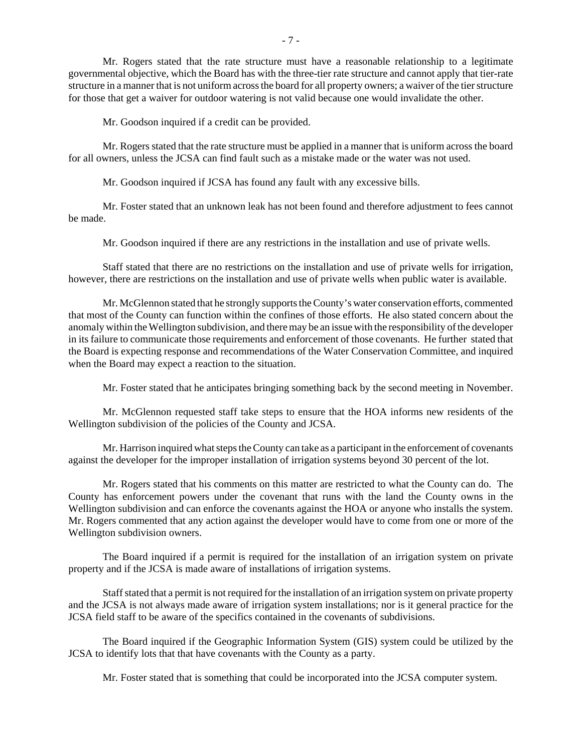Mr. Rogers stated that the rate structure must have a reasonable relationship to a legitimate governmental objective, which the Board has with the three-tier rate structure and cannot apply that tier-rate structure in a manner that is not uniform across the board for all property owners; a waiver of the tier structure for those that get a waiver for outdoor watering is not valid because one would invalidate the other.

Mr. Goodson inquired if a credit can be provided.

Mr. Rogers stated that the rate structure must be applied in a manner that is uniform across the board for all owners, unless the JCSA can find fault such as a mistake made or the water was not used.

Mr. Goodson inquired if JCSA has found any fault with any excessive bills.

Mr. Foster stated that an unknown leak has not been found and therefore adjustment to fees cannot be made.

Mr. Goodson inquired if there are any restrictions in the installation and use of private wells.

Staff stated that there are no restrictions on the installation and use of private wells for irrigation, however, there are restrictions on the installation and use of private wells when public water is available.

Mr. McGlennon stated that he strongly supports the County's water conservation efforts, commented that most of the County can function within the confines of those efforts. He also stated concern about the anomaly within the Wellington subdivision, and there may be an issue with the responsibility of the developer in its failure to communicate those requirements and enforcement of those covenants. He further stated that the Board is expecting response and recommendations of the Water Conservation Committee, and inquired when the Board may expect a reaction to the situation.

Mr. Foster stated that he anticipates bringing something back by the second meeting in November.

Mr. McGlennon requested staff take steps to ensure that the HOA informs new residents of the Wellington subdivision of the policies of the County and JCSA.

Mr. Harrison inquired what steps the County can take as a participant in the enforcement of covenants against the developer for the improper installation of irrigation systems beyond 30 percent of the lot.

Mr. Rogers stated that his comments on this matter are restricted to what the County can do. The County has enforcement powers under the covenant that runs with the land the County owns in the Wellington subdivision and can enforce the covenants against the HOA or anyone who installs the system. Mr. Rogers commented that any action against the developer would have to come from one or more of the Wellington subdivision owners.

The Board inquired if a permit is required for the installation of an irrigation system on private property and if the JCSA is made aware of installations of irrigation systems.

Staff stated that a permit is not required for the installation of an irrigation system on private property and the JCSA is not always made aware of irrigation system installations; nor is it general practice for the JCSA field staff to be aware of the specifics contained in the covenants of subdivisions.

The Board inquired if the Geographic Information System (GIS) system could be utilized by the JCSA to identify lots that that have covenants with the County as a party.

Mr. Foster stated that is something that could be incorporated into the JCSA computer system.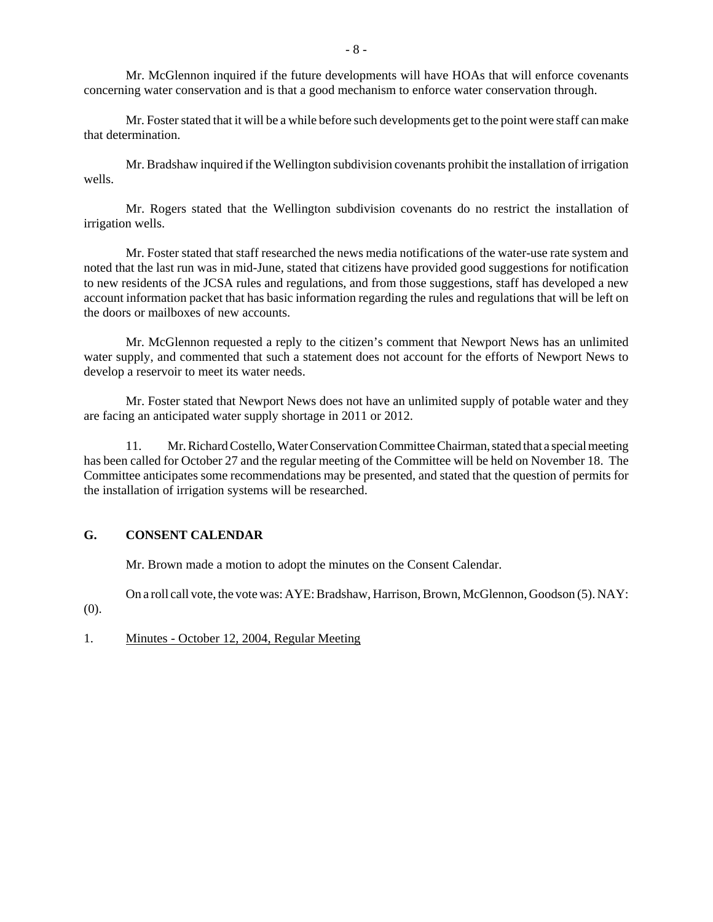Mr. McGlennon inquired if the future developments will have HOAs that will enforce covenants concerning water conservation and is that a good mechanism to enforce water conservation through.

Mr. Foster stated that it will be a while before such developments get to the point were staff can make that determination.

Mr. Bradshaw inquired if the Wellington subdivision covenants prohibit the installation of irrigation wells.

Mr. Rogers stated that the Wellington subdivision covenants do no restrict the installation of irrigation wells.

Mr. Foster stated that staff researched the news media notifications of the water-use rate system and noted that the last run was in mid-June, stated that citizens have provided good suggestions for notification to new residents of the JCSA rules and regulations, and from those suggestions, staff has developed a new account information packet that has basic information regarding the rules and regulations that will be left on the doors or mailboxes of new accounts.

Mr. McGlennon requested a reply to the citizen's comment that Newport News has an unlimited water supply, and commented that such a statement does not account for the efforts of Newport News to develop a reservoir to meet its water needs.

Mr. Foster stated that Newport News does not have an unlimited supply of potable water and they are facing an anticipated water supply shortage in 2011 or 2012.

11. Mr. Richard Costello, Water Conservation Committee Chairman, stated that a special meeting has been called for October 27 and the regular meeting of the Committee will be held on November 18. The Committee anticipates some recommendations may be presented, and stated that the question of permits for the installation of irrigation systems will be researched.

## G. CONSENT CALENDAR

Mr. Brown made a motion to adopt the minutes on the Consent Calendar.

On a roll call vote, the vote was: AYE: Bradshaw, Harrison, Brown, McGlennon, Goodson (5). NAY: (0).

1. Minutes - October 12, 2004, Regular Meeting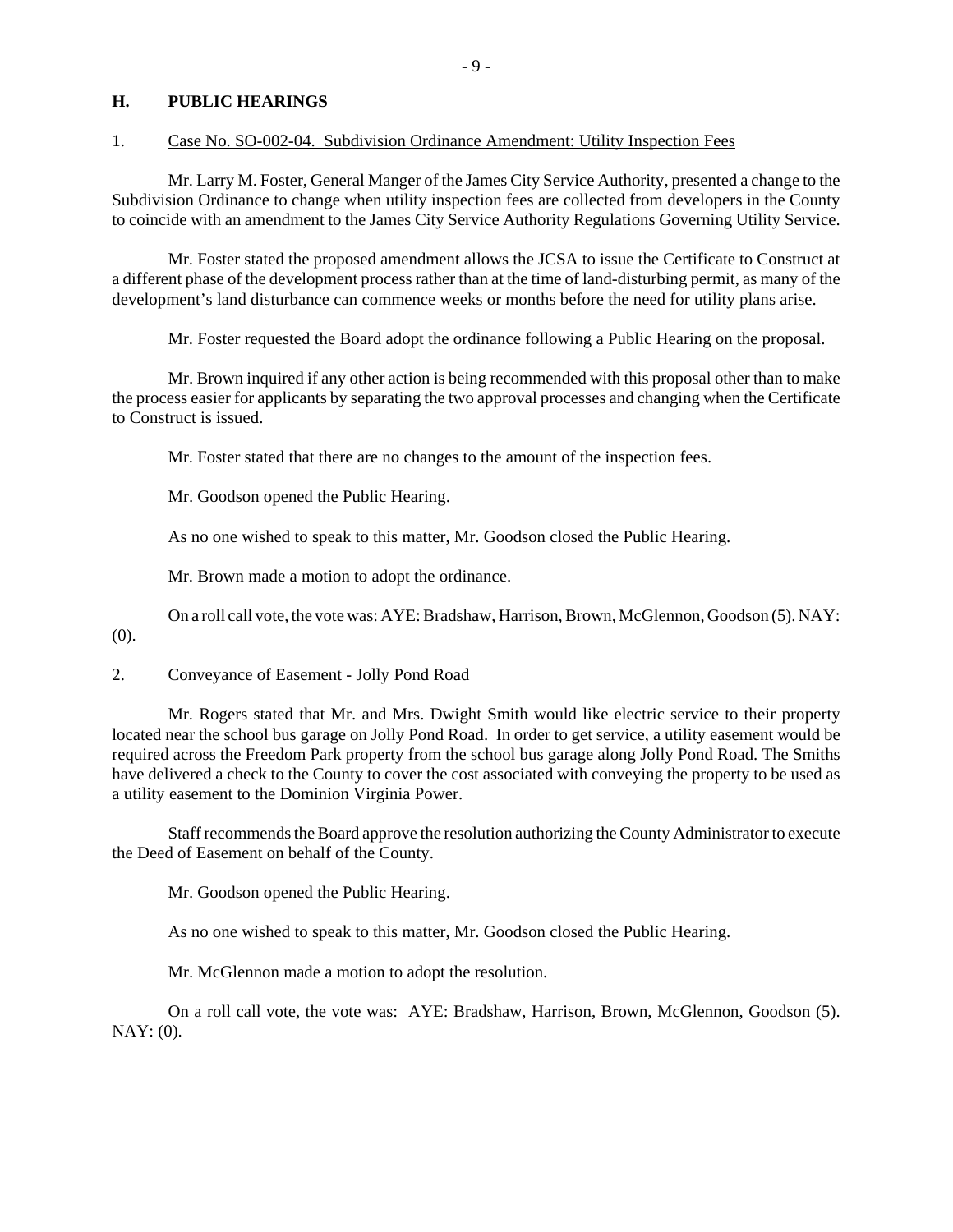## H. PUBLIC HEARINGS

1. Case No. SO-002-04. Subdivision Ordinance Amendment: Utility Inspection Fees

Mr. Larry M. Foster, General Manger of the James City Service Authority, presented a change to the Subdivision Ordinance to change when utility inspection fees are collected from developers in the County to coincide with an amendment to the James City Service Authority Regulations Governing Utility Service.

Mr. Foster stated the proposed amendment allows the JCSA to issue the Certificate to Construct at a different phase of the development process rather than at the time of land-disturbing permit, as many of the development's land disturbance can commence weeks or months before the need for utility plans arise.

Mr. Foster requested the Board adopt the ordinance following a Public Hearing on the proposal.

Mr. Brown inquired if any other action is being recommended with this proposal other than to make the process easier for applicants by separating the two approval processes and changing when the Certificate to Construct is issued.

Mr. Foster stated that there are no changes to the amount of the inspection fees.

Mr. Goodson opened the Public Hearing.

As no one wished to speak to this matter, Mr. Goodson closed the Public Hearing.

Mr. Brown made a motion to adopt the ordinance.

On a roll call vote, the vote was: AYE: Bradshaw, Harrison, Brown, McGlennon, Goodson (5). NAY: (0).

2. Conveyance of Easement - Jolly Pond Road

Mr. Rogers stated that Mr. and Mrs. Dwight Smith would like electric service to their property located near the school bus garage on Jolly Pond Road. In order to get service, a utility easement would be required across the Freedom Park property from the school bus garage along Jolly Pond Road. The Smiths have delivered a check to the County to cover the cost associated with conveying the property to be used as a utility easement to the Dominion Virginia Power.

Staff recommends the Board approve the resolution authorizing the County Administrator to execute the Deed of Easement on behalf of the County.

Mr. Goodson opened the Public Hearing.

As no one wished to speak to this matter, Mr. Goodson closed the Public Hearing.

Mr. McGlennon made a motion to adopt the resolution.

On a roll call vote, the vote was: AYE: Bradshaw, Harrison, Brown, McGlennon, Goodson (5). NAY: (0).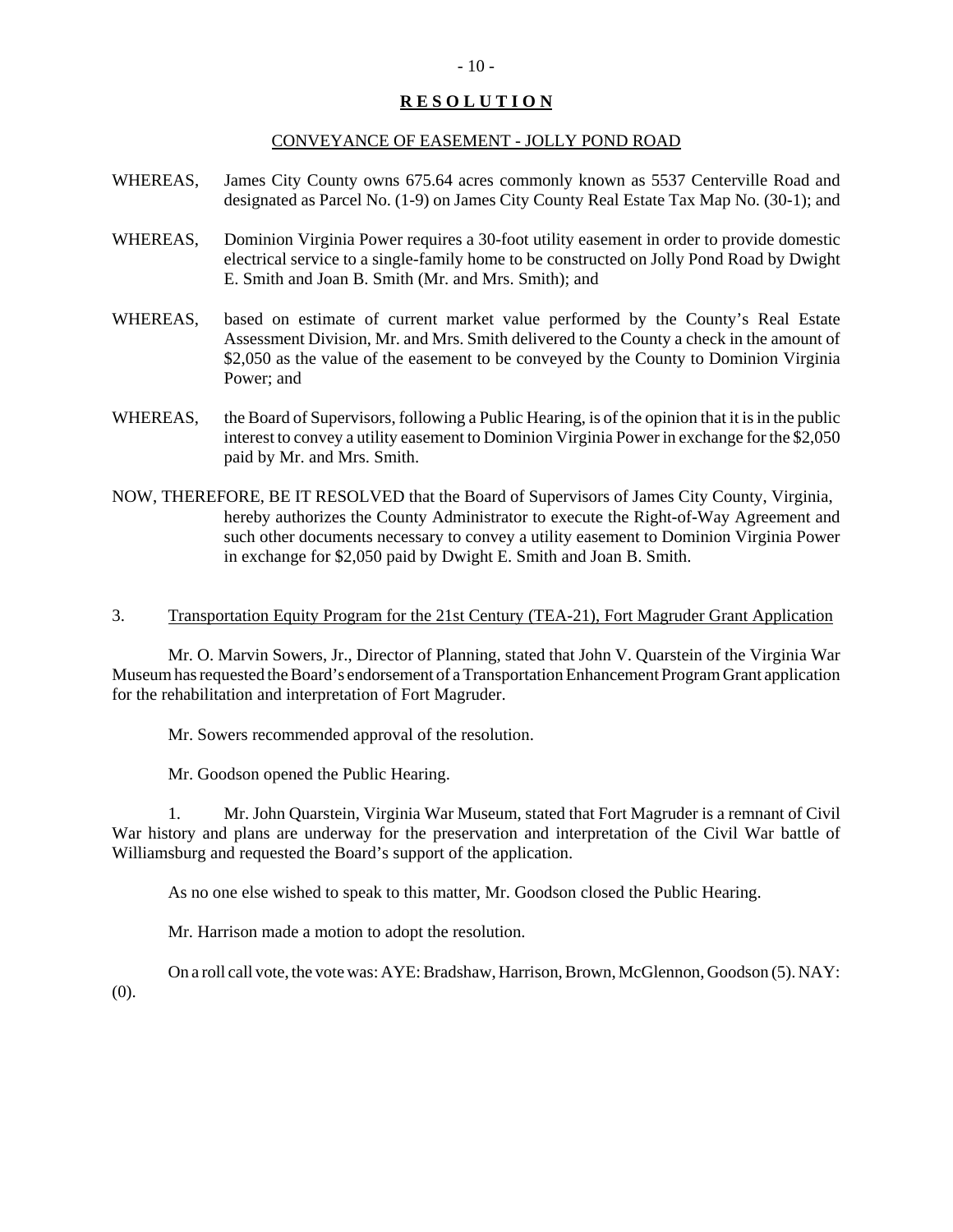**R E S O L U T I O N**

CONVEYANCE OF EASEMENT - JOLLY POND ROAD

WHEREAS, James City County owns 675.64 acres commonly known as 5537 Centerville Road and designated as Parcel No. (1-9) on James City County Real Estate Tax Map No. (30-1); and

WHEREAS, Dominion Virginia Power requires a 30-foot utility easement in order to provide domestic electrical service to a single-family home to be constructed on Jolly Pond Road by Dwight E. Smith and Joan B. Smith (Mr. and Mrs. Smith); and

WHEREAS, based on estimate of current market value performed by the County's Real Estate Assessment Division, Mr. and Mrs. Smith delivered to the County a check in the amount of $2,050 as the value of the easement to be conveyed by the County to Dominion Virginia Power; and

WHEREAS, the Board of Supervisors, following a Public Hearing, is of the opinion that it is in the public interest to convey a utility easement to Dominion Virginia Power in exchange for the $2,050 paid by Mr. and Mrs. Smith.

NOW, THEREFORE, BE IT RESOLVED that the Board of Supervisors of James City County, Virginia, hereby authorizes the County Administrator to execute the Right-of-Way Agreement and such other documents necessary to convey a utility easement to Dominion Virginia Power in exchange for $2,050 paid by Dwight E. Smith and Joan B. Smith.

3. Transportation Equity Program for the 21st Century (TEA-21), Fort Magruder Grant Application

Mr. O. Marvin Sowers, Jr., Director of Planning, stated that John V. Quarstein of the Virginia War Museum has requested the Board's endorsement of a Transportation Enhancement Program Grant application for the rehabilitation and interpretation of Fort Magruder.

Mr. Sowers recommended approval of the resolution.

Mr. Goodson opened the Public Hearing.

1. Mr. John Quarstein, Virginia War Museum, stated that Fort Magruder is a remnant of Civil War history and plans are underway for the preservation and interpretation of the Civil War battle of Williamsburg and requested the Board's support of the application.

As no one else wished to speak to this matter, Mr. Goodson closed the Public Hearing.

Mr. Harrison made a motion to adopt the resolution.

On a roll call vote, the vote was: AYE: Bradshaw, Harrison, Brown, McGlennon, Goodson (5). NAY: (0).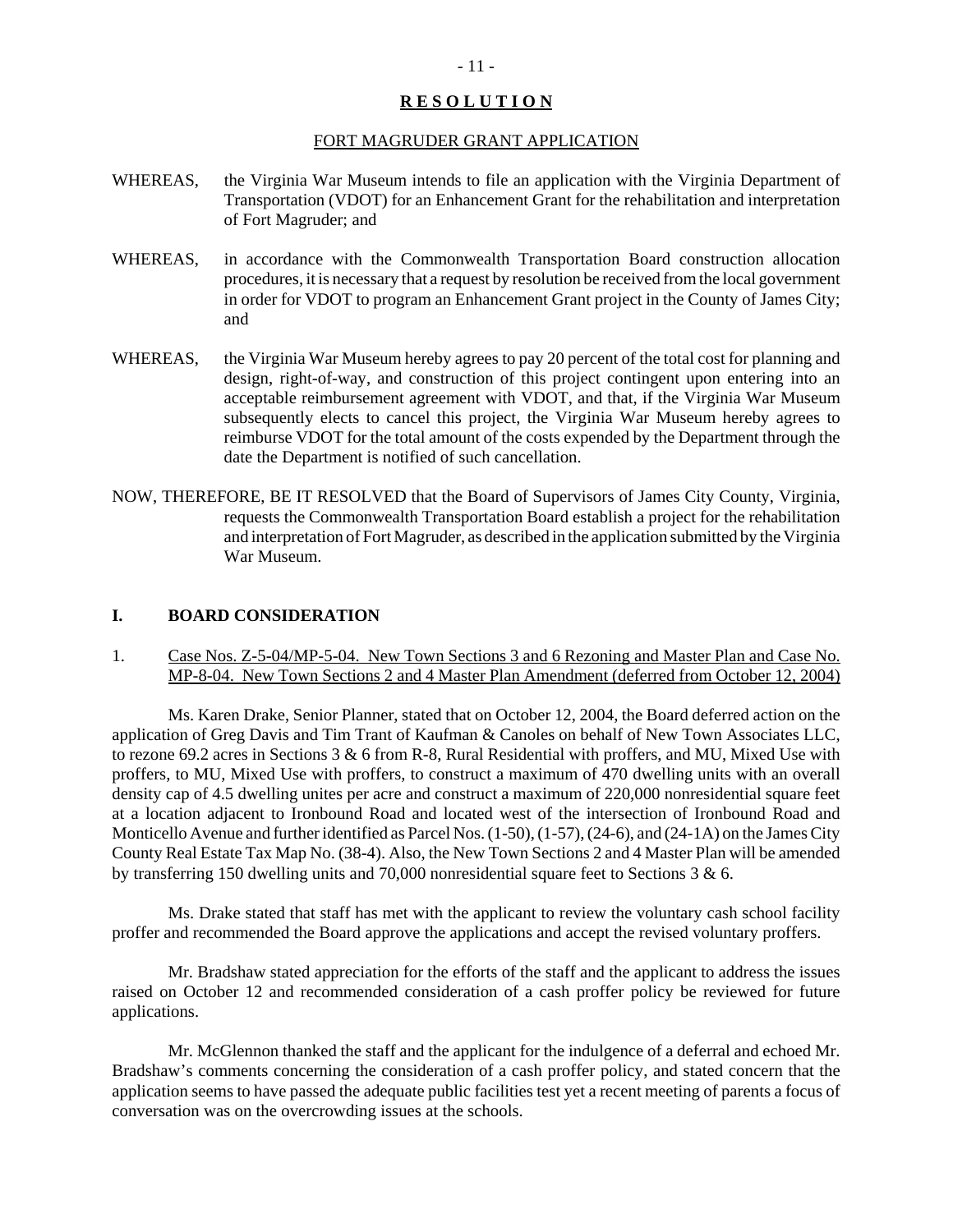**R E S O L U T I O N**

FORT MAGRUDER GRANT APPLICATION

WHEREAS, the Virginia War Museum intends to file an application with the Virginia Department of Transportation (VDOT) for an Enhancement Grant for the rehabilitation and interpretation of Fort Magruder; and

WHEREAS, in accordance with the Commonwealth Transportation Board construction allocation procedures, it is necessary that a request by resolution be received from the local government in order for VDOT to program an Enhancement Grant project in the County of James City; and

WHEREAS, the Virginia War Museum hereby agrees to pay 20 percent of the total cost for planning and design, right-of-way, and construction of this project contingent upon entering into an acceptable reimbursement agreement with VDOT, and that, if the Virginia War Museum subsequently elects to cancel this project, the Virginia War Museum hereby agrees to reimburse VDOT for the total amount of the costs expended by the Department through the date the Department is notified of such cancellation.

NOW, THEREFORE, BE IT RESOLVED that the Board of Supervisors of James City County, Virginia, requests the Commonwealth Transportation Board establish a project for the rehabilitation and interpretation of Fort Magruder, as described in the application submitted by the Virginia War Museum.

## I. BOARD CONSIDERATION

1. Case Nos. Z-5-04/MP-5-04. New Town Sections 3 and 6 Rezoning and Master Plan and Case No. MP-8-04. New Town Sections 2 and 4 Master Plan Amendment (deferred from October 12, 2004)

Ms. Karen Drake, Senior Planner, stated that on October 12, 2004, the Board deferred action on the application of Greg Davis and Tim Trant of Kaufman & Canoles on behalf of New Town Associates LLC, to rezone 69.2 acres in Sections 3 & 6 from R-8, Rural Residential with proffers, and MU, Mixed Use with proffers, to MU, Mixed Use with proffers, to construct a maximum of 470 dwelling units with an overall density cap of 4.5 dwelling unites per acre and construct a maximum of 220,000 nonresidential square feet at a location adjacent to Ironbound Road and located west of the intersection of Ironbound Road and Monticello Avenue and further identified as Parcel Nos. (1-50), (1-57), (24-6), and (24-1A) on the James City County Real Estate Tax Map No. (38-4). Also, the New Town Sections 2 and 4 Master Plan will be amended by transferring 150 dwelling units and 70,000 nonresidential square feet to Sections 3 & 6.

Ms. Drake stated that staff has met with the applicant to review the voluntary cash school facility proffer and recommended the Board approve the applications and accept the revised voluntary proffers.

Mr. Bradshaw stated appreciation for the efforts of the staff and the applicant to address the issues raised on October 12 and recommended consideration of a cash proffer policy be reviewed for future applications.

Mr. McGlennon thanked the staff and the applicant for the indulgence of a deferral and echoed Mr. Bradshaw's comments concerning the consideration of a cash proffer policy, and stated concern that the application seems to have passed the adequate public facilities test yet a recent meeting of parents a focus of conversation was on the overcrowding issues at the schools.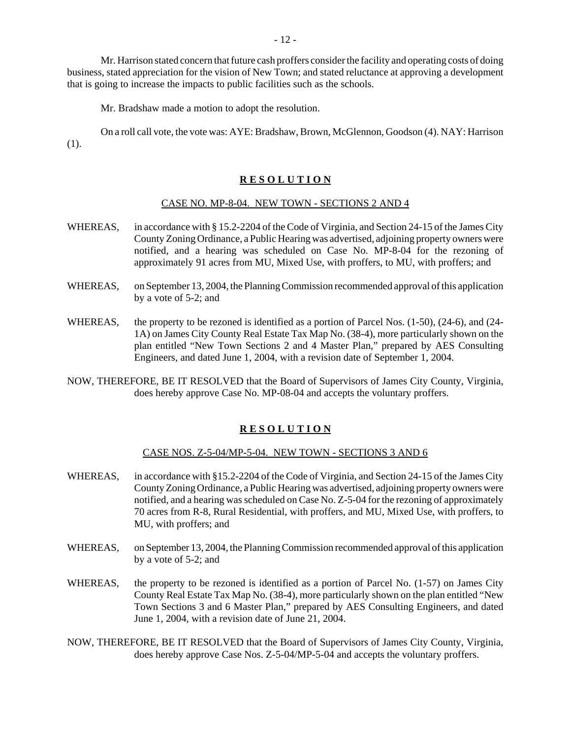Mr. Harrison stated concern that future cash proffers consider the facility and operating costs of doing business, stated appreciation for the vision of New Town; and stated reluctance at approving a development that is going to increase the impacts to public facilities such as the schools.

Mr. Bradshaw made a motion to adopt the resolution.

On a roll call vote, the vote was: AYE: Bradshaw, Brown, McGlennon, Goodson (4). NAY: Harrison (1).

## **R E S O L U T I O N**

CASE NO. MP-8-04. NEW TOWN - SECTIONS 2 AND 4

WHEREAS, in accordance with § 15.2-2204 of the Code of Virginia, and Section 24-15 of the James City County Zoning Ordinance, a Public Hearing was advertised, adjoining property owners were notified, and a hearing was scheduled on Case No. MP-8-04 for the rezoning of approximately 91 acres from MU, Mixed Use, with proffers, to MU, with proffers; and

WHEREAS, on September 13, 2004, the Planning Commission recommended approval of this application by a vote of 5-2; and

WHEREAS, the property to be rezoned is identified as a portion of Parcel Nos. (1-50), (24-6), and (24-1A) on James City County Real Estate Tax Map No. (38-4), more particularly shown on the plan entitled "New Town Sections 2 and 4 Master Plan," prepared by AES Consulting Engineers, and dated June 1, 2004, with a revision date of September 1, 2004.

NOW, THEREFORE, BE IT RESOLVED that the Board of Supervisors of James City County, Virginia, does hereby approve Case No. MP-08-04 and accepts the voluntary proffers.

## **R E S O L U T I O N**

CASE NOS. Z-5-04/MP-5-04. NEW TOWN - SECTIONS 3 AND 6

WHEREAS, in accordance with §15.2-2204 of the Code of Virginia, and Section 24-15 of the James City County Zoning Ordinance, a Public Hearing was advertised, adjoining property owners were notified, and a hearing was scheduled on Case No. Z-5-04 for the rezoning of approximately 70 acres from R-8, Rural Residential, with proffers, and MU, Mixed Use, with proffers, to MU, with proffers; and

WHEREAS, on September 13, 2004, the Planning Commission recommended approval of this application by a vote of 5-2; and

WHEREAS, the property to be rezoned is identified as a portion of Parcel No. (1-57) on James City County Real Estate Tax Map No. (38-4), more particularly shown on the plan entitled "New Town Sections 3 and 6 Master Plan," prepared by AES Consulting Engineers, and dated June 1, 2004, with a revision date of June 21, 2004.

NOW, THEREFORE, BE IT RESOLVED that the Board of Supervisors of James City County, Virginia, does hereby approve Case Nos. Z-5-04/MP-5-04 and accepts the voluntary proffers.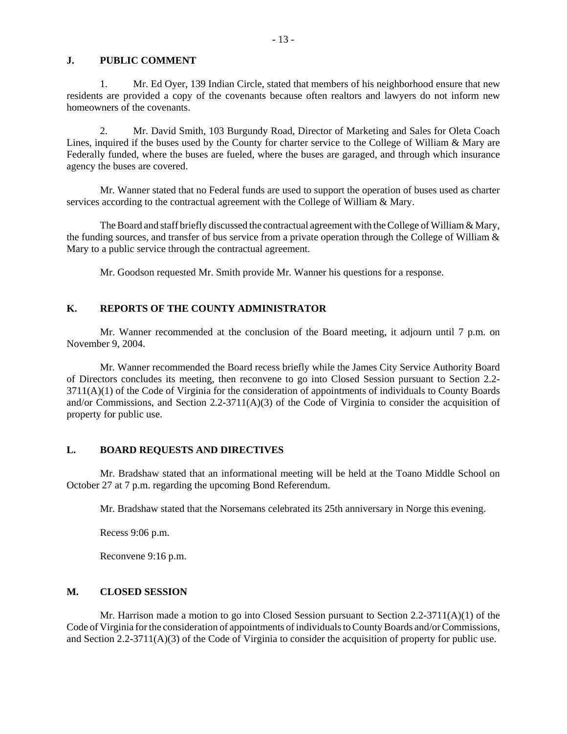## J. PUBLIC COMMENT

1. Mr. Ed Oyer, 139 Indian Circle, stated that members of his neighborhood ensure that new residents are provided a copy of the covenants because often realtors and lawyers do not inform new homeowners of the covenants.

2. Mr. David Smith, 103 Burgundy Road, Director of Marketing and Sales for Oleta Coach Lines, inquired if the buses used by the County for charter service to the College of William & Mary are Federally funded, where the buses are fueled, where the buses are garaged, and through which insurance agency the buses are covered.

Mr. Wanner stated that no Federal funds are used to support the operation of buses used as charter services according to the contractual agreement with the College of William & Mary.

The Board and staff briefly discussed the contractual agreement with the College of William & Mary, the funding sources, and transfer of bus service from a private operation through the College of William & Mary to a public service through the contractual agreement.

Mr. Goodson requested Mr. Smith provide Mr. Wanner his questions for a response.

## K. REPORTS OF THE COUNTY ADMINISTRATOR

Mr. Wanner recommended at the conclusion of the Board meeting, it adjourn until 7 p.m. on November 9, 2004.

Mr. Wanner recommended the Board recess briefly while the James City Service Authority Board of Directors concludes its meeting, then reconvene to go into Closed Session pursuant to Section 2.2-3711(A)(1) of the Code of Virginia for the consideration of appointments of individuals to County Boards and/or Commissions, and Section 2.2-3711(A)(3) of the Code of Virginia to consider the acquisition of property for public use.

## L. BOARD REQUESTS AND DIRECTIVES

Mr. Bradshaw stated that an informational meeting will be held at the Toano Middle School on October 27 at 7 p.m. regarding the upcoming Bond Referendum.

Mr. Bradshaw stated that the Norsemans celebrated its 25th anniversary in Norge this evening.

Recess 9:06 p.m.

Reconvene 9:16 p.m.

## M. CLOSED SESSION

Mr. Harrison made a motion to go into Closed Session pursuant to Section 2.2-3711(A)(1) of the Code of Virginia for the consideration of appointments of individuals to County Boards and/or Commissions, and Section 2.2-3711(A)(3) of the Code of Virginia to consider the acquisition of property for public use.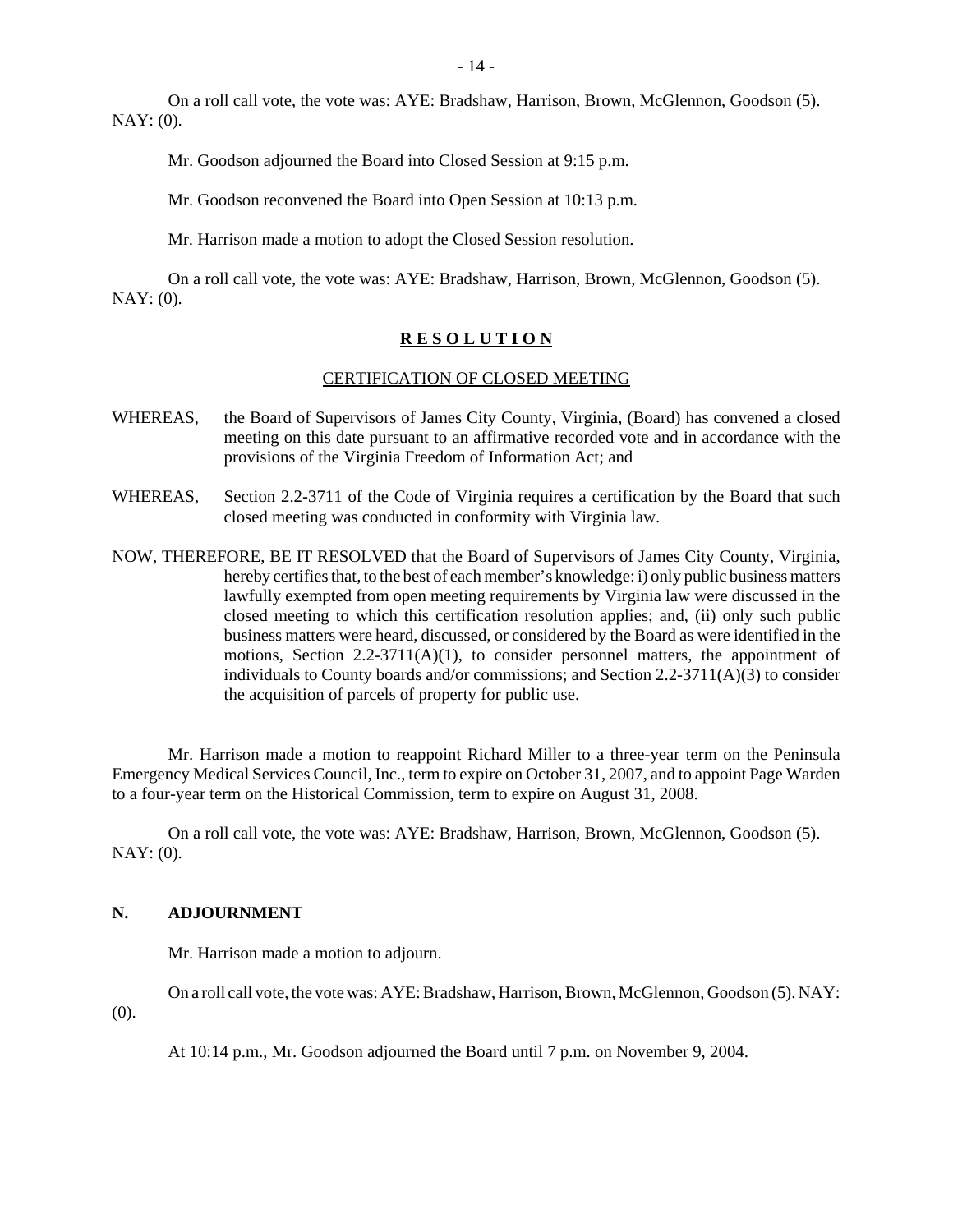On a roll call vote, the vote was: AYE: Bradshaw, Harrison, Brown, McGlennon, Goodson (5). NAY: (0).

Mr. Goodson adjourned the Board into Closed Session at 9:15 p.m.

Mr. Goodson reconvened the Board into Open Session at 10:13 p.m.

Mr. Harrison made a motion to adopt the Closed Session resolution.

On a roll call vote, the vote was: AYE: Bradshaw, Harrison, Brown, McGlennon, Goodson (5). NAY: (0).

**R E S O L U T I O N**

CERTIFICATION OF CLOSED MEETING

WHEREAS, the Board of Supervisors of James City County, Virginia, (Board) has convened a closed meeting on this date pursuant to an affirmative recorded vote and in accordance with the provisions of the Virginia Freedom of Information Act; and

WHEREAS, Section 2.2-3711 of the Code of Virginia requires a certification by the Board that such closed meeting was conducted in conformity with Virginia law.

NOW, THEREFORE, BE IT RESOLVED that the Board of Supervisors of James City County, Virginia, hereby certifies that, to the best of each member's knowledge: i) only public business matters lawfully exempted from open meeting requirements by Virginia law were discussed in the closed meeting to which this certification resolution applies; and, (ii) only such public business matters were heard, discussed, or considered by the Board as were identified in the motions, Section 2.2-3711(A)(1), to consider personnel matters, the appointment of individuals to County boards and/or commissions; and Section 2.2-3711(A)(3) to consider the acquisition of parcels of property for public use.

Mr. Harrison made a motion to reappoint Richard Miller to a three-year term on the Peninsula Emergency Medical Services Council, Inc., term to expire on October 31, 2007, and to appoint Page Warden to a four-year term on the Historical Commission, term to expire on August 31, 2008.

On a roll call vote, the vote was: AYE: Bradshaw, Harrison, Brown, McGlennon, Goodson (5). NAY: (0).

## N. ADJOURNMENT

Mr. Harrison made a motion to adjourn.

On a roll call vote, the vote was: AYE: Bradshaw, Harrison, Brown, McGlennon, Goodson (5). NAY: (0).

At 10:14 p.m., Mr. Goodson adjourned the Board until 7 p.m. on November 9, 2004.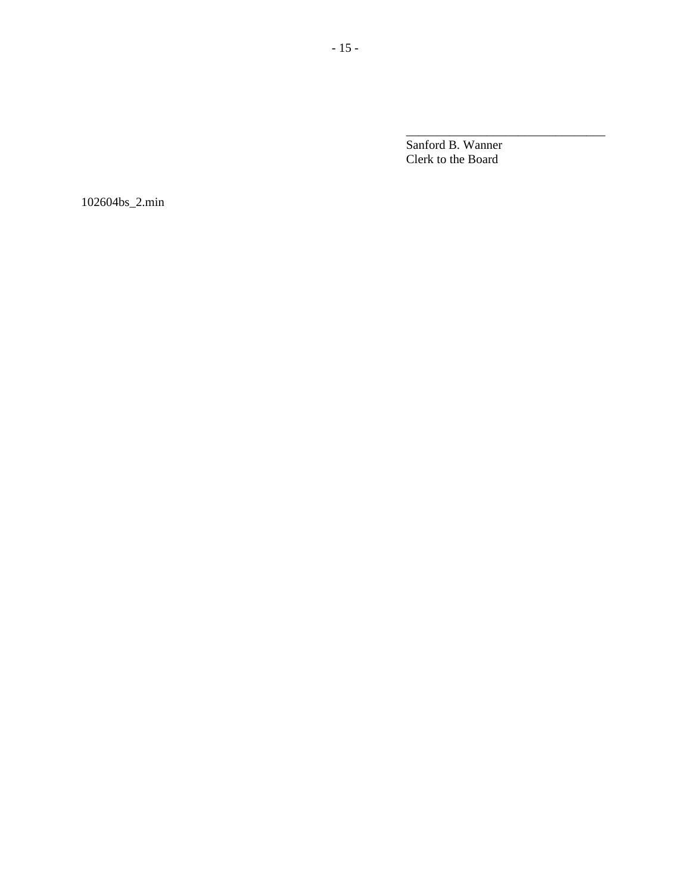\_\_\_\_\_\_\_\_\_\_\_\_\_\_\_\_\_\_\_\_\_\_\_\_\_\_\_\_\_\_\_\_\_\_\_\_

Sanford B. Wanner
Clerk to the Board

102604bs_2.min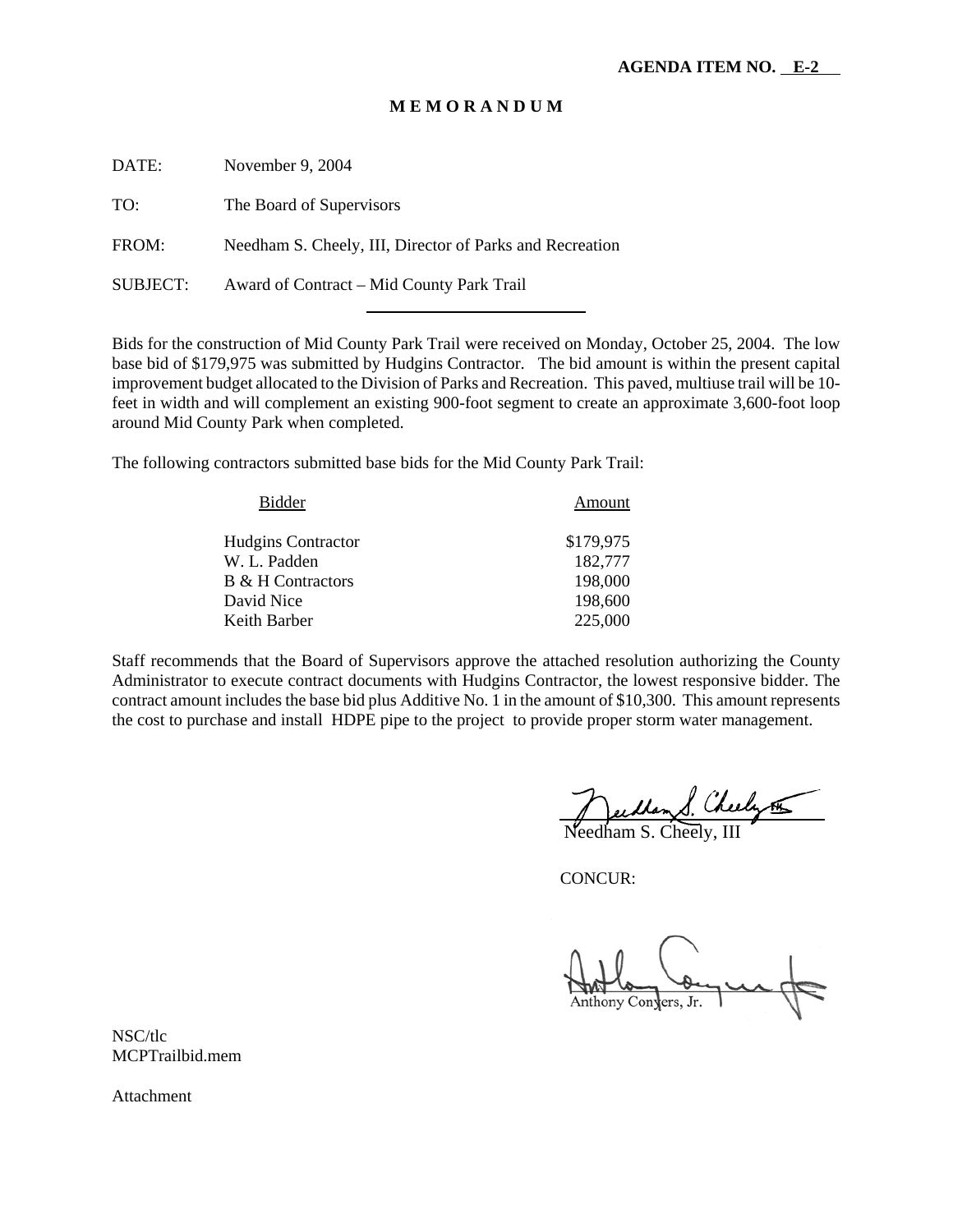**AGENDA ITEM NO. E-2**

# M E M O R A N D U M

DATE: November 9, 2004

TO: The Board of Supervisors

FROM: Needham S. Cheely, III, Director of Parks and Recreation

SUBJECT: Award of Contract – Mid County Park Trail

Bids for the construction of Mid County Park Trail were received on Monday, October 25, 2004. The low base bid of $179,975 was submitted by Hudgins Contractor. The bid amount is within the present capital improvement budget allocated to the Division of Parks and Recreation. This paved, multiuse trail will be 10-feet in width and will complement an existing 900-foot segment to create an approximate 3,600-foot loop around Mid County Park when completed.

The following contractors submitted base bids for the Mid County Park Trail:

| Bidder | Amount |
|---|---|
| Hudgins Contractor | $179,975 |
| W. L. Padden | 182,777 |
| B & H Contractors | 198,000 |
| David Nice | 198,600 |
| Keith Barber | 225,000 |

Staff recommends that the Board of Supervisors approve the attached resolution authorizing the County Administrator to execute contract documents with Hudgins Contractor, the lowest responsive bidder. The contract amount includes the base bid plus Additive No. 1 in the amount of $10,300. This amount represents the cost to purchase and install HDPE pipe to the project to provide proper storm water management.

Needham S. Cheely, III

CONCUR:

Anthony Conyers, Jr.

NSC/tlc
MCPTrailbid.mem

Attachment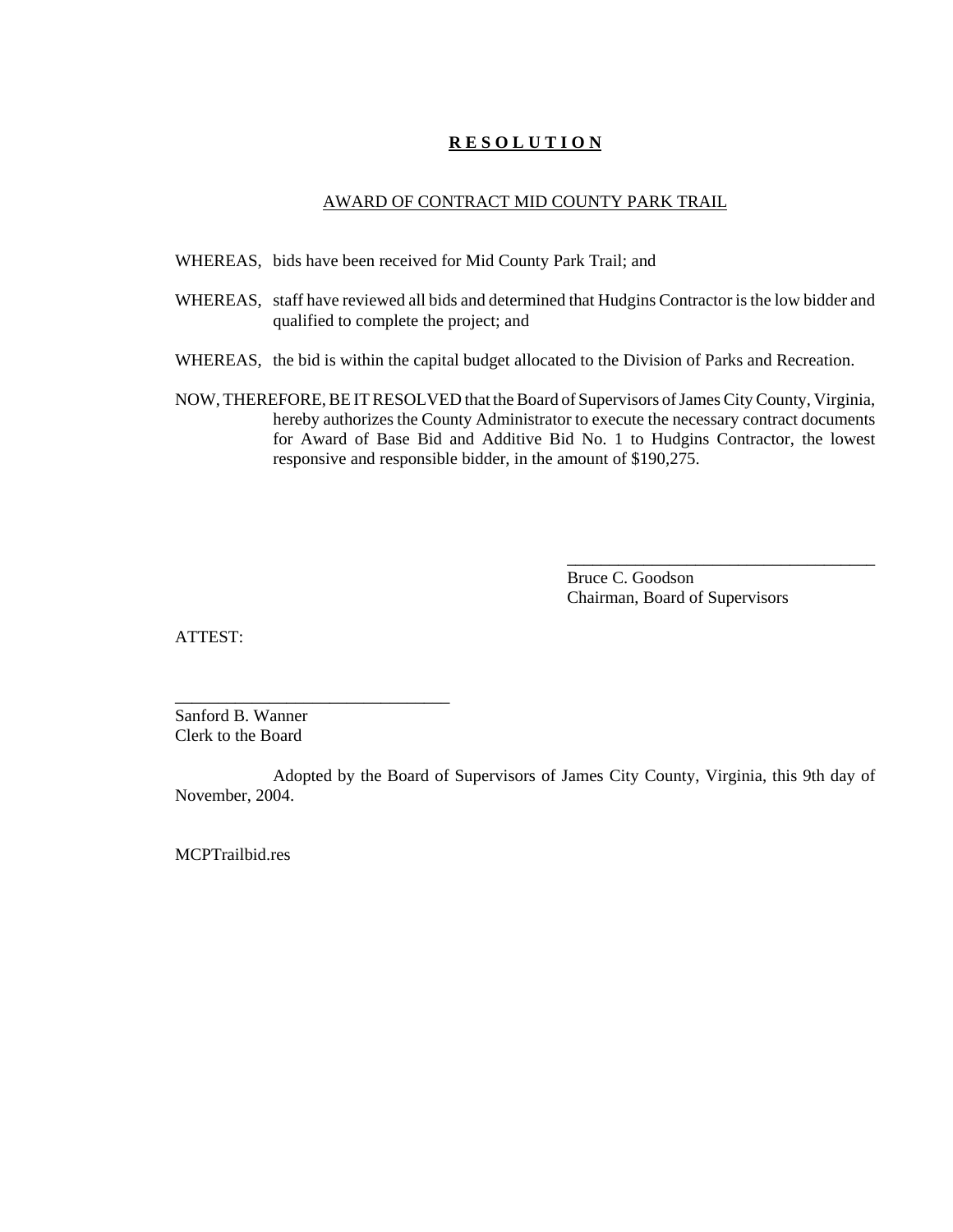# **R E S O L U T I O N**

## AWARD OF CONTRACT MID COUNTY PARK TRAIL

WHEREAS, bids have been received for Mid County Park Trail; and

WHEREAS, staff have reviewed all bids and determined that Hudgins Contractor is the low bidder and qualified to complete the project; and

WHEREAS, the bid is within the capital budget allocated to the Division of Parks and Recreation.

NOW, THEREFORE, BE IT RESOLVED that the Board of Supervisors of James City County, Virginia, hereby authorizes the County Administrator to execute the necessary contract documents for Award of Base Bid and Additive Bid No. 1 to Hudgins Contractor, the lowest responsive and responsible bidder, in the amount of $190,275.

_____________________________________
Bruce C. Goodson
Chairman, Board of Supervisors

ATTEST:

_________________________________
Sanford B. Wanner
Clerk to the Board

Adopted by the Board of Supervisors of James City County, Virginia, this 9th day of November, 2004.

MCPTrailbid.res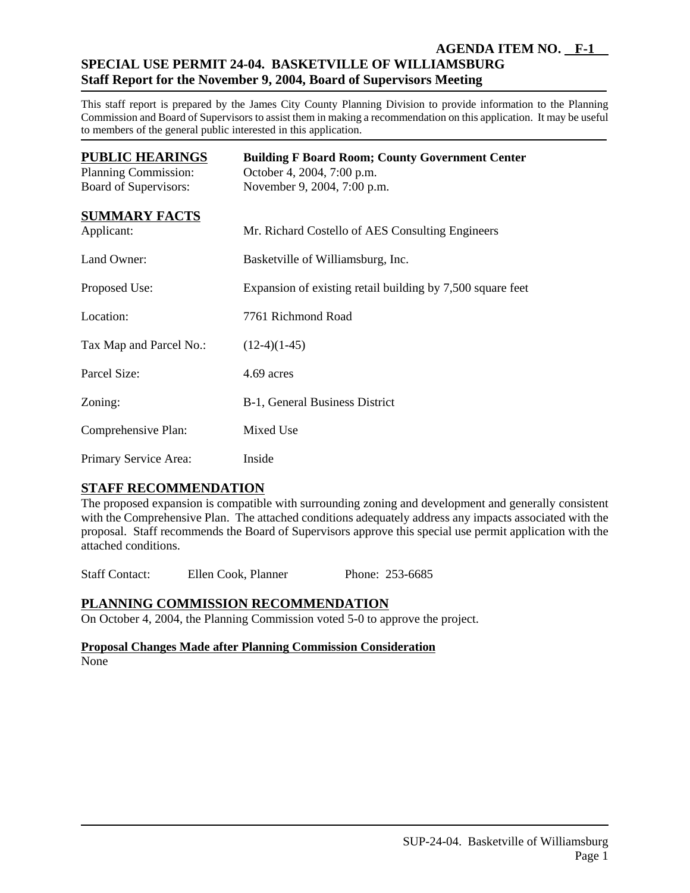**AGENDA ITEM NO. F-1**

# SPECIAL USE PERMIT 24-04. BASKETVILLE OF WILLIAMSBURG
## Staff Report for the November 9, 2004, Board of Supervisors Meeting

This staff report is prepared by the James City County Planning Division to provide information to the Planning Commission and Board of Supervisors to assist them in making a recommendation on this application. It may be useful to members of the general public interested in this application.

## PUBLIC HEARINGS

**Building F Board Room; County Government Center**

| | |
|---|---|
| Planning Commission: | October 4, 2004, 7:00 p.m. |
| Board of Supervisors: | November 9, 2004, 7:00 p.m. |

## SUMMARY FACTS

| | |
|---|---|
| Applicant: | Mr. Richard Costello of AES Consulting Engineers |
| Land Owner: | Basketville of Williamsburg, Inc. |
| Proposed Use: | Expansion of existing retail building by 7,500 square feet |
| Location: | 7761 Richmond Road |
| Tax Map and Parcel No.: | (12-4)(1-45) |
| Parcel Size: | 4.69 acres |
| Zoning: | B-1, General Business District |
| Comprehensive Plan: | Mixed Use |
| Primary Service Area: | Inside |

## STAFF RECOMMENDATION

The proposed expansion is compatible with surrounding zoning and development and generally consistent with the Comprehensive Plan. The attached conditions adequately address any impacts associated with the proposal. Staff recommends the Board of Supervisors approve this special use permit application with the attached conditions.

Staff Contact: Ellen Cook, Planner Phone: 253-6685

## PLANNING COMMISSION RECOMMENDATION

On October 4, 2004, the Planning Commission voted 5-0 to approve the project.

**Proposal Changes Made after Planning Commission Consideration**

None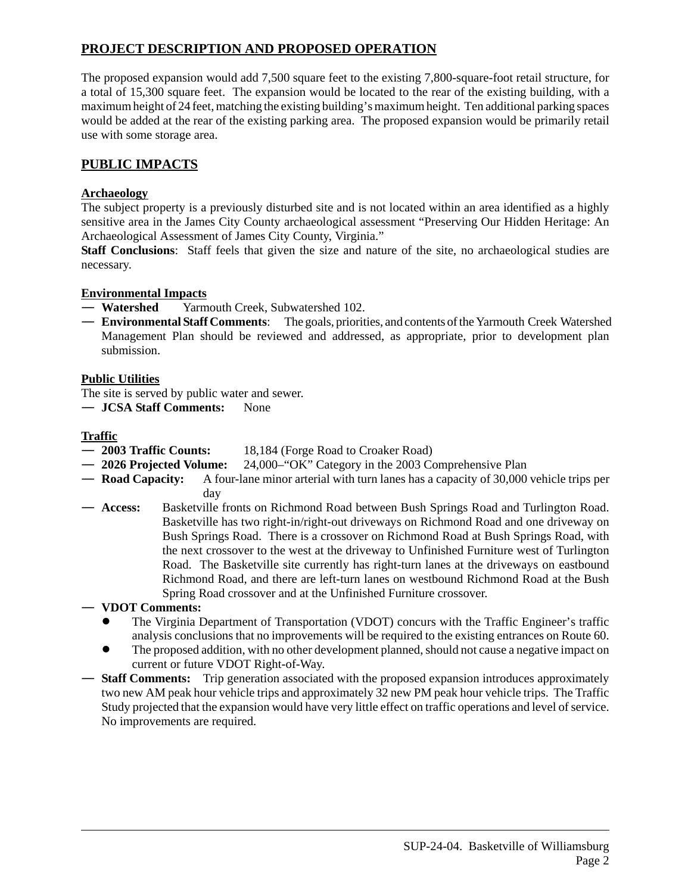## PROJECT DESCRIPTION AND PROPOSED OPERATION

The proposed expansion would add 7,500 square feet to the existing 7,800-square-foot retail structure, for a total of 15,300 square feet. The expansion would be located to the rear of the existing building, with a maximum height of 24 feet, matching the existing building's maximum height. Ten additional parking spaces would be added at the rear of the existing parking area. The proposed expansion would be primarily retail use with some storage area.

## PUBLIC IMPACTS

### Archaeology

The subject property is a previously disturbed site and is not located within an area identified as a highly sensitive area in the James City County archaeological assessment "Preserving Our Hidden Heritage: An Archaeological Assessment of James City County, Virginia."

**Staff Conclusions**: Staff feels that given the size and nature of the site, no archaeological studies are necessary.

### Environmental Impacts

— **Watershed** Yarmouth Creek, Subwatershed 102.

— **Environmental Staff Comments**: The goals, priorities, and contents of the Yarmouth Creek Watershed Management Plan should be reviewed and addressed, as appropriate, prior to development plan submission.

### Public Utilities

The site is served by public water and sewer.

— **JCSA Staff Comments:** None

### Traffic

— **2003 Traffic Counts:** 18,184 (Forge Road to Croaker Road)

— **2026 Projected Volume:** 24,000–"OK" Category in the 2003 Comprehensive Plan

— **Road Capacity:** A four-lane minor arterial with turn lanes has a capacity of 30,000 vehicle trips per day

— **Access:** Basketville fronts on Richmond Road between Bush Springs Road and Turlington Road. Basketville has two right-in/right-out driveways on Richmond Road and one driveway on Bush Springs Road. There is a crossover on Richmond Road at Bush Springs Road, with the next crossover to the west at the driveway to Unfinished Furniture west of Turlington Road. The Basketville site currently has right-turn lanes at the driveways on eastbound Richmond Road, and there are left-turn lanes on westbound Richmond Road at the Bush Spring Road crossover and at the Unfinished Furniture crossover.

— **VDOT Comments:**

- The Virginia Department of Transportation (VDOT) concurs with the Traffic Engineer's traffic analysis conclusions that no improvements will be required to the existing entrances on Route 60.
- The proposed addition, with no other development planned, should not cause a negative impact on current or future VDOT Right-of-Way.

— **Staff Comments:** Trip generation associated with the proposed expansion introduces approximately two new AM peak hour vehicle trips and approximately 32 new PM peak hour vehicle trips. The Traffic Study projected that the expansion would have very little effect on traffic operations and level of service. No improvements are required.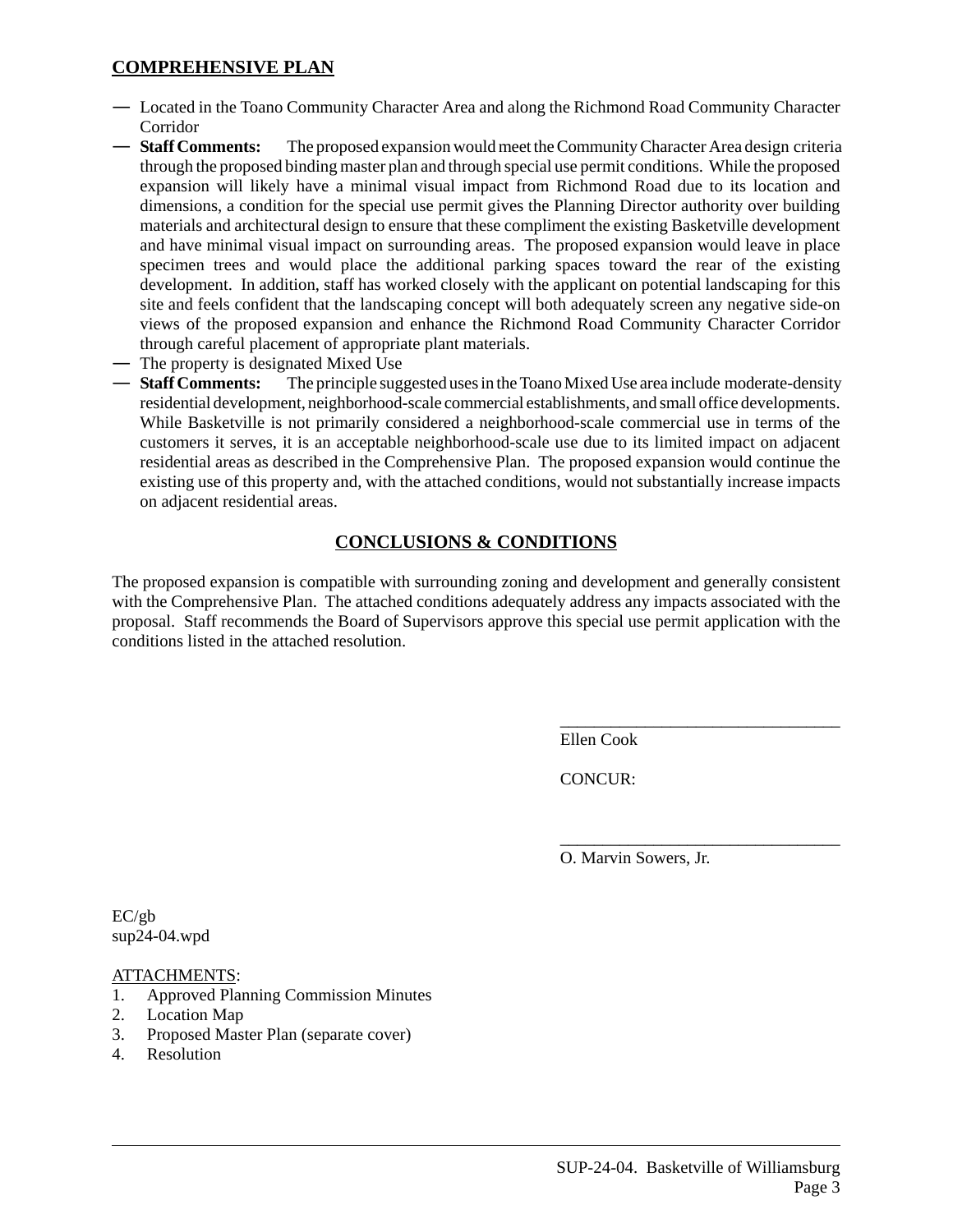## COMPREHENSIVE PLAN

- Located in the Toano Community Character Area and along the Richmond Road Community Character Corridor
- **Staff Comments:** The proposed expansion would meet the Community Character Area design criteria through the proposed binding master plan and through special use permit conditions. While the proposed expansion will likely have a minimal visual impact from Richmond Road due to its location and dimensions, a condition for the special use permit gives the Planning Director authority over building materials and architectural design to ensure that these compliment the existing Basketville development and have minimal visual impact on surrounding areas. The proposed expansion would leave in place specimen trees and would place the additional parking spaces toward the rear of the existing development. In addition, staff has worked closely with the applicant on potential landscaping for this site and feels confident that the landscaping concept will both adequately screen any negative side-on views of the proposed expansion and enhance the Richmond Road Community Character Corridor through careful placement of appropriate plant materials.
- The property is designated Mixed Use
- **Staff Comments:** The principle suggested uses in the Toano Mixed Use area include moderate-density residential development, neighborhood-scale commercial establishments, and small office developments. While Basketville is not primarily considered a neighborhood-scale commercial use in terms of the customers it serves, it is an acceptable neighborhood-scale use due to its limited impact on adjacent residential areas as described in the Comprehensive Plan. The proposed expansion would continue the existing use of this property and, with the attached conditions, would not substantially increase impacts on adjacent residential areas.

## CONCLUSIONS & CONDITIONS

The proposed expansion is compatible with surrounding zoning and development and generally consistent with the Comprehensive Plan. The attached conditions adequately address any impacts associated with the proposal. Staff recommends the Board of Supervisors approve this special use permit application with the conditions listed in the attached resolution.

\_\_\_\_\_\_\_\_\_\_\_\_\_\_\_\_\_\_\_\_\_\_\_\_\_\_\_\_\_\_\_\_
Ellen Cook

CONCUR:

\_\_\_\_\_\_\_\_\_\_\_\_\_\_\_\_\_\_\_\_\_\_\_\_\_\_\_\_\_\_\_\_
O. Marvin Sowers, Jr.

EC/gb
sup24-04.wpd

ATTACHMENTS:

1. Approved Planning Commission Minutes
2. Location Map
3. Proposed Master Plan (separate cover)
4. Resolution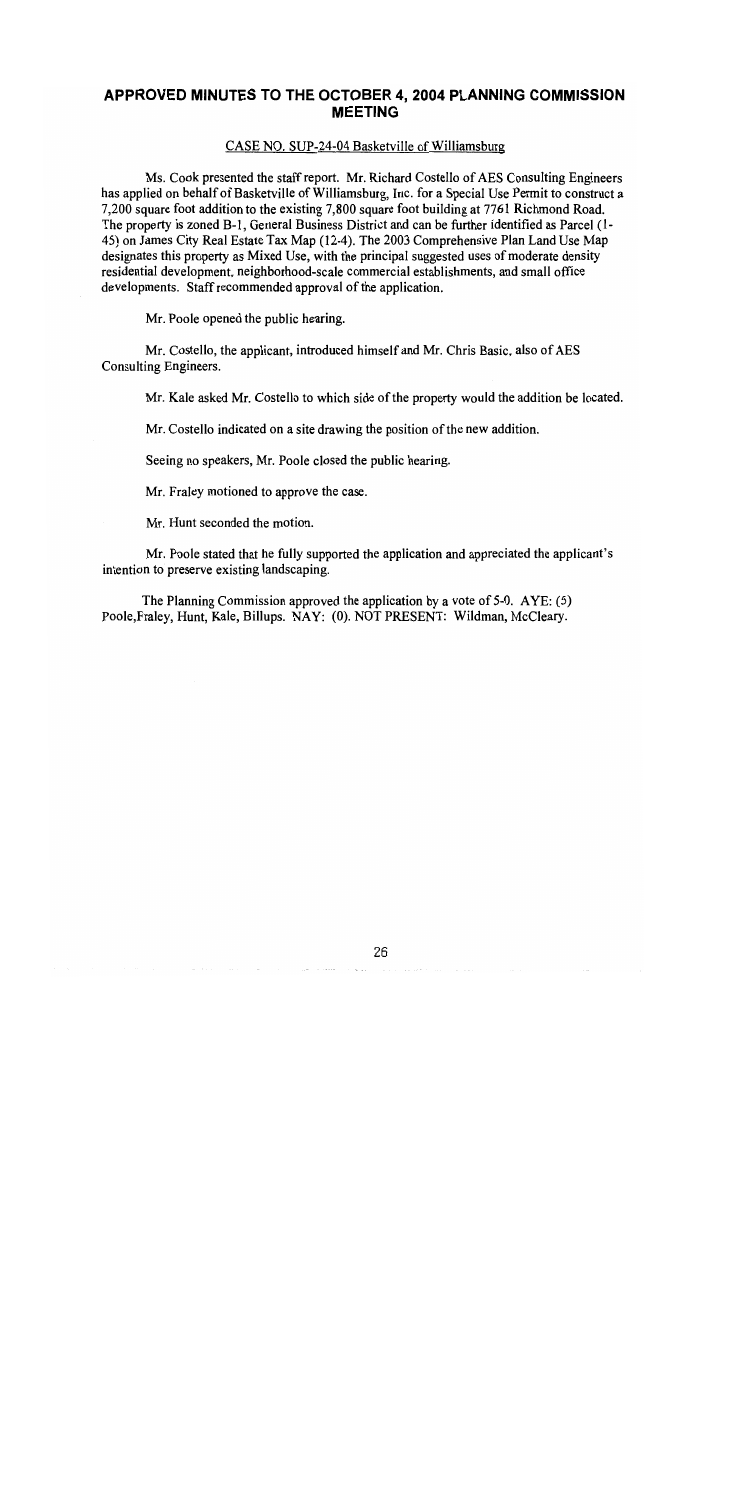## APPROVED MINUTES TO THE OCTOBER 4, 2004 PLANNING COMMISSION MEETING

CASE NO. SUP-24-04 Basketville of Williamsburg

Ms. Cook presented the staff report. Mr. Richard Costello of AES Consulting Engineers has applied on behalf of Basketville of Williamsburg, Inc. for a Special Use Permit to construct a 7,200 square foot addition to the existing 7,800 square foot building at 7761 Richmond Road. The property is zoned B-1, General Business District and can be further identified as Parcel (1-45) on James City Real Estate Tax Map (12-4). The 2003 Comprehensive Plan Land Use Map designates this property as Mixed Use, with the principal suggested uses of moderate density residential development, neighborhood-scale commercial establishments, and small office developments. Staff recommended approval of the application.

Mr. Poole opened the public hearing.

Mr. Costello, the applicant, introduced himself and Mr. Chris Basic, also of AES Consulting Engineers.

Mr. Kale asked Mr. Costello to which side of the property would the addition be located.

Mr. Costello indicated on a site drawing the position of the new addition.

Seeing no speakers, Mr. Poole closed the public hearing.

Mr. Fraley motioned to approve the case.

Mr. Hunt seconded the motion.

Mr. Poole stated that he fully supported the application and appreciated the applicant's intention to preserve existing landscaping.

The Planning Commission approved the application by a vote of 5-0. AYE: (5) Poole,Fraley, Hunt, Kale, Billups. NAY: (0). NOT PRESENT: Wildman, McCleary.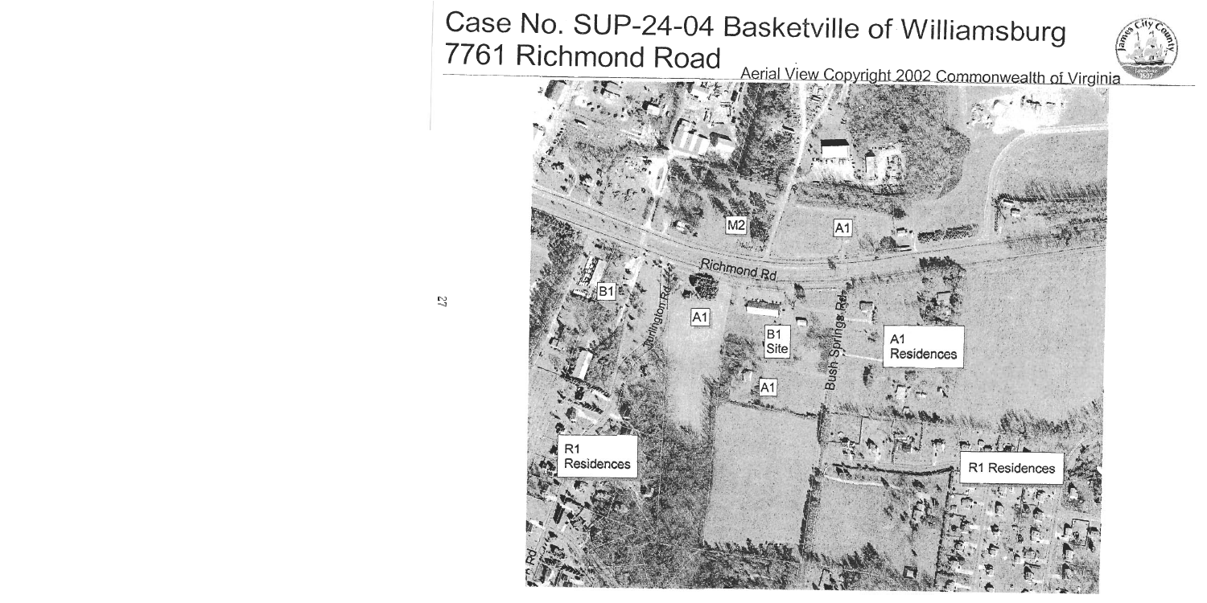# Case No. SUP-24-04 Basketville of Williamsburg 7761 Richmond Road

Aerial View Copyright 2002 Commonwealth of Virginia

M2

A1

Richmond Rd

B1

Turlington Rd

A1

B1 Site

Bush Springs Rd

A1 Residences

A1

R1 Residences

R1 Residences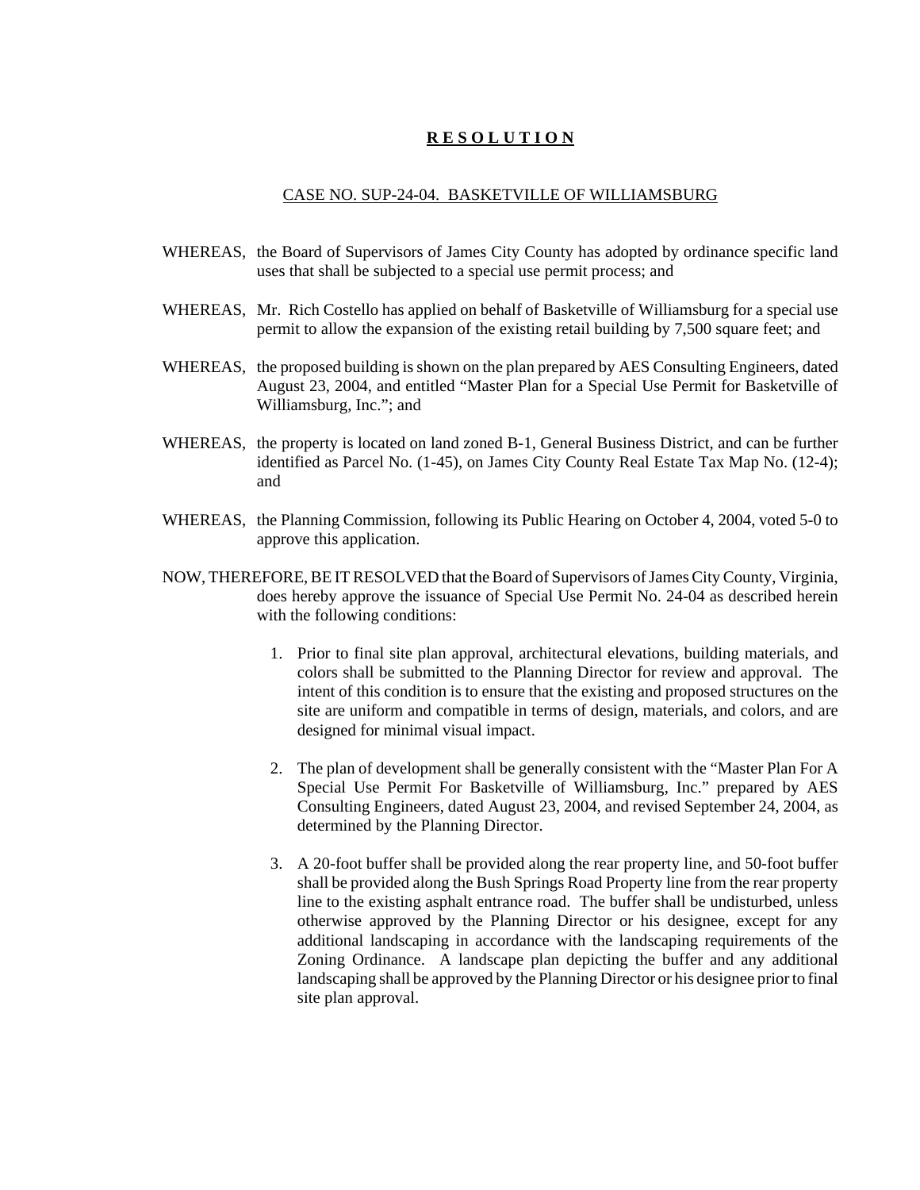# **R E S O L U T I O N**

CASE NO. SUP-24-04. BASKETVILLE OF WILLIAMSBURG

WHEREAS, the Board of Supervisors of James City County has adopted by ordinance specific land uses that shall be subjected to a special use permit process; and

WHEREAS, Mr. Rich Costello has applied on behalf of Basketville of Williamsburg for a special use permit to allow the expansion of the existing retail building by 7,500 square feet; and

WHEREAS, the proposed building is shown on the plan prepared by AES Consulting Engineers, dated August 23, 2004, and entitled "Master Plan for a Special Use Permit for Basketville of Williamsburg, Inc."; and

WHEREAS, the property is located on land zoned B-1, General Business District, and can be further identified as Parcel No. (1-45), on James City County Real Estate Tax Map No. (12-4); and

WHEREAS, the Planning Commission, following its Public Hearing on October 4, 2004, voted 5-0 to approve this application.

NOW, THEREFORE, BE IT RESOLVED that the Board of Supervisors of James City County, Virginia, does hereby approve the issuance of Special Use Permit No. 24-04 as described herein with the following conditions:

1. Prior to final site plan approval, architectural elevations, building materials, and colors shall be submitted to the Planning Director for review and approval. The intent of this condition is to ensure that the existing and proposed structures on the site are uniform and compatible in terms of design, materials, and colors, and are designed for minimal visual impact.

2. The plan of development shall be generally consistent with the "Master Plan For A Special Use Permit For Basketville of Williamsburg, Inc." prepared by AES Consulting Engineers, dated August 23, 2004, and revised September 24, 2004, as determined by the Planning Director.

3. A 20-foot buffer shall be provided along the rear property line, and 50-foot buffer shall be provided along the Bush Springs Road Property line from the rear property line to the existing asphalt entrance road. The buffer shall be undisturbed, unless otherwise approved by the Planning Director or his designee, except for any additional landscaping in accordance with the landscaping requirements of the Zoning Ordinance. A landscape plan depicting the buffer and any additional landscaping shall be approved by the Planning Director or his designee prior to final site plan approval.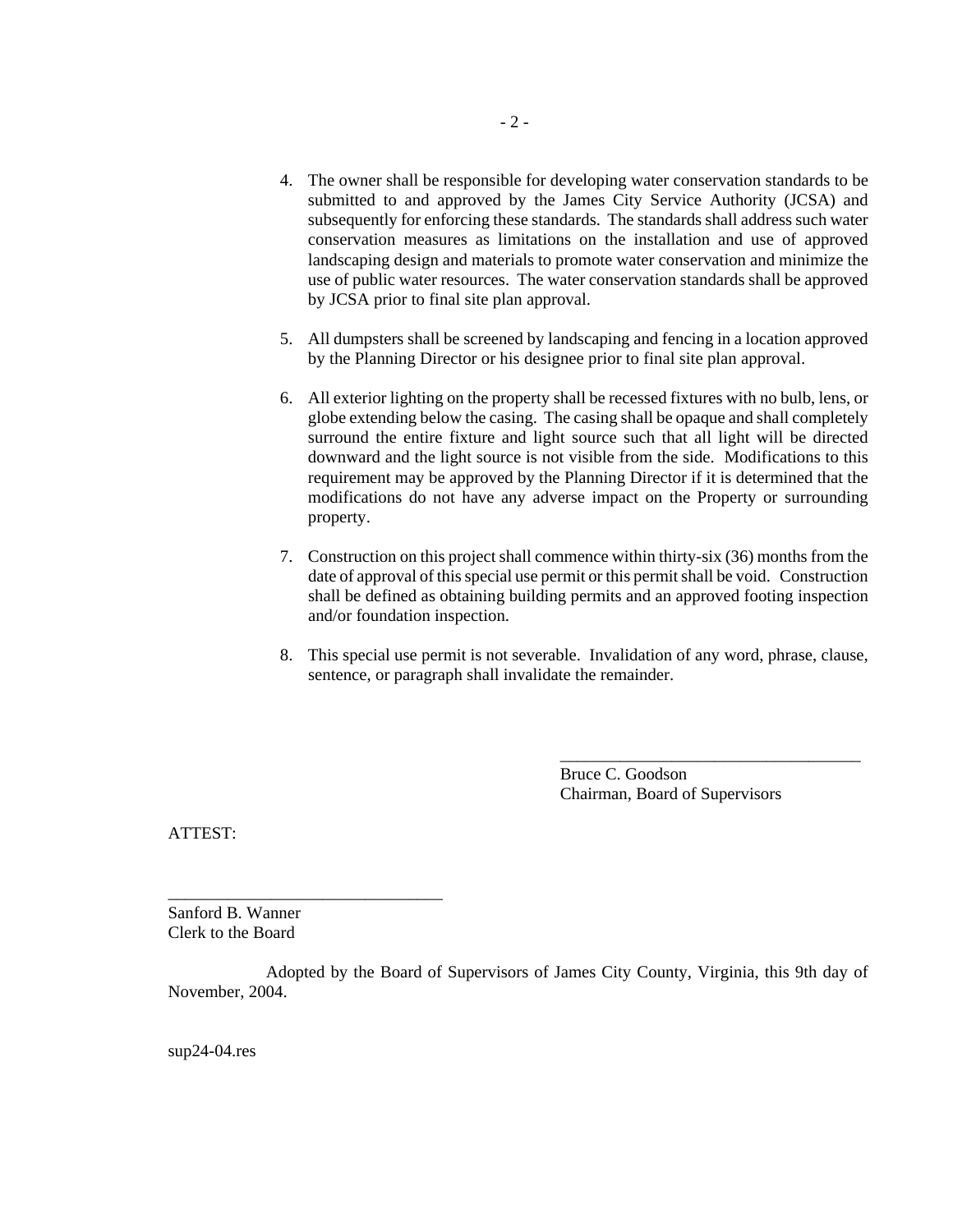4. The owner shall be responsible for developing water conservation standards to be submitted to and approved by the James City Service Authority (JCSA) and subsequently for enforcing these standards. The standards shall address such water conservation measures as limitations on the installation and use of approved landscaping design and materials to promote water conservation and minimize the use of public water resources. The water conservation standards shall be approved by JCSA prior to final site plan approval.

5. All dumpsters shall be screened by landscaping and fencing in a location approved by the Planning Director or his designee prior to final site plan approval.

6. All exterior lighting on the property shall be recessed fixtures with no bulb, lens, or globe extending below the casing. The casing shall be opaque and shall completely surround the entire fixture and light source such that all light will be directed downward and the light source is not visible from the side. Modifications to this requirement may be approved by the Planning Director if it is determined that the modifications do not have any adverse impact on the Property or surrounding property.

7. Construction on this project shall commence within thirty-six (36) months from the date of approval of this special use permit or this permit shall be void. Construction shall be defined as obtaining building permits and an approved footing inspection and/or foundation inspection.

8. This special use permit is not severable. Invalidation of any word, phrase, clause, sentence, or paragraph shall invalidate the remainder.

\_\_\_\_\_\_\_\_\_\_\_\_\_\_\_\_\_\_\_\_\_\_\_\_\_\_\_\_\_\_\_\_\_\_\_\_
Bruce C. Goodson
Chairman, Board of Supervisors

ATTEST:

\_\_\_\_\_\_\_\_\_\_\_\_\_\_\_\_\_\_\_\_\_\_\_\_\_\_\_\_\_\_\_\_\_
Sanford B. Wanner
Clerk to the Board

Adopted by the Board of Supervisors of James City County, Virginia, this 9th day of November, 2004.

sup24-04.res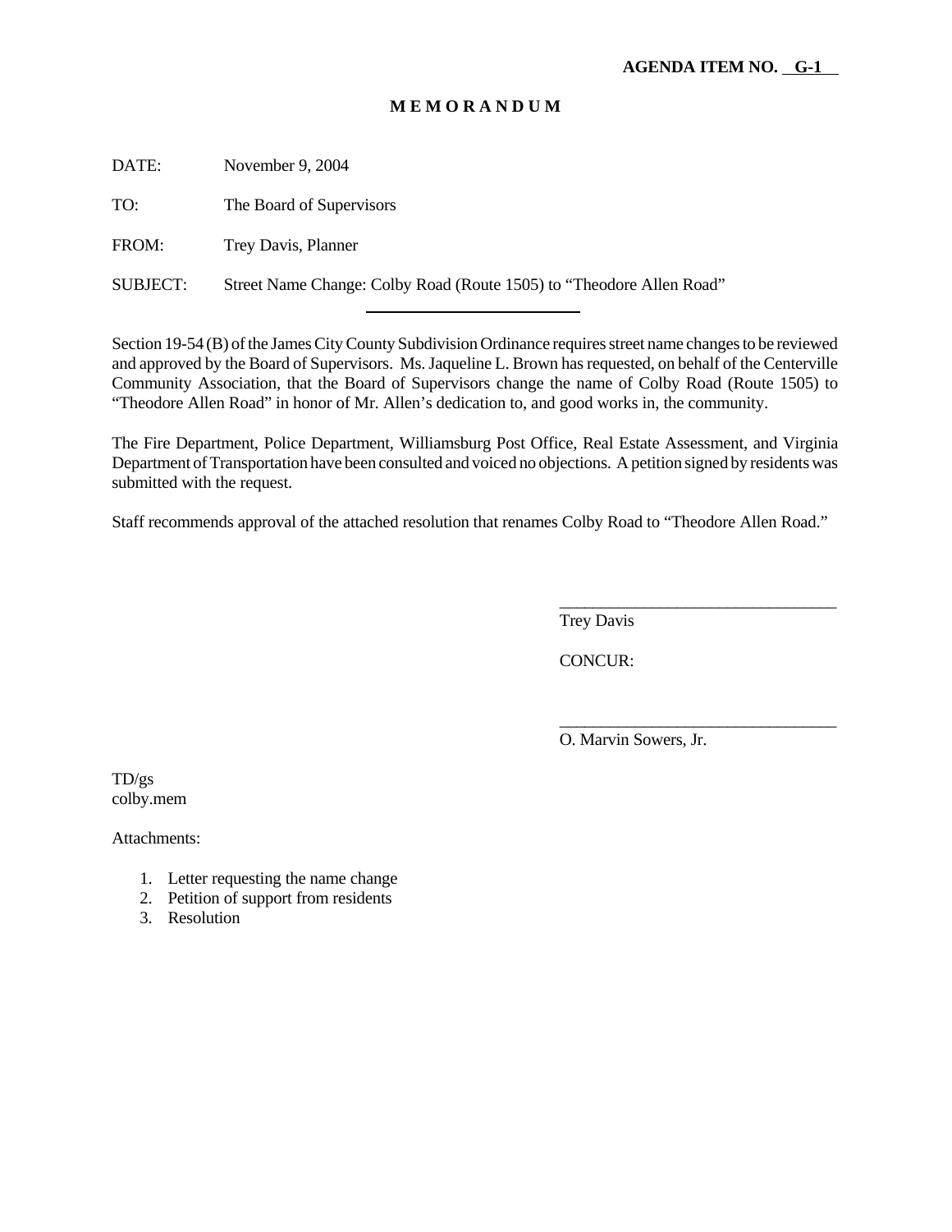**AGENDA ITEM NO. G-1**

# M E M O R A N D U M

DATE: November 9, 2004

TO: The Board of Supervisors

FROM: Trey Davis, Planner

SUBJECT: Street Name Change: Colby Road (Route 1505) to "Theodore Allen Road"

---

Section 19-54 (B) of the James City County Subdivision Ordinance requires street name changes to be reviewed and approved by the Board of Supervisors. Ms. Jaqueline L. Brown has requested, on behalf of the Centerville Community Association, that the Board of Supervisors change the name of Colby Road (Route 1505) to "Theodore Allen Road" in honor of Mr. Allen's dedication to, and good works in, the community.

The Fire Department, Police Department, Williamsburg Post Office, Real Estate Assessment, and Virginia Department of Transportation have been consulted and voiced no objections. A petition signed by residents was submitted with the request.

Staff recommends approval of the attached resolution that renames Colby Road to "Theodore Allen Road."

_________________________________
Trey Davis

CONCUR:

_________________________________
O. Marvin Sowers, Jr.

TD/gs
colby.mem

Attachments:

1. Letter requesting the name change
2. Petition of support from residents
3. Resolution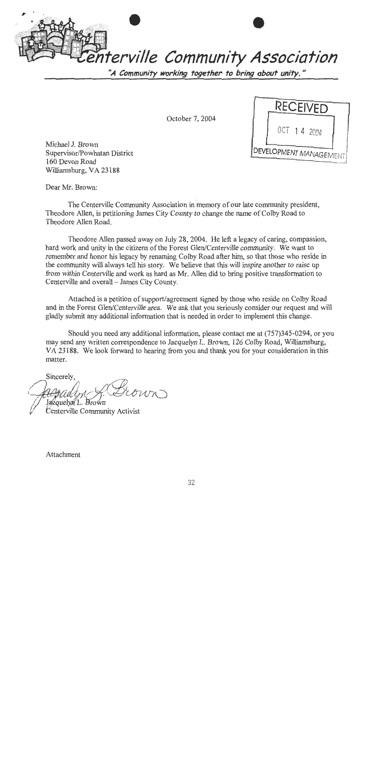# Centerville Community Association

*"A Community working together to bring about unity."*

October 7, 2004

RECEIVED
OCT 14 2004
DEVELOPMENT MANAGEMENT

Michael J. Brown
Supervisor/Powhatan District
160 Devon Road
Williamsburg, VA 23188

Dear Mr. Brown:

The Centerville Community Association in memory of our late community president, Theodore Allen, is petitioning James City County to change the name of Colby Road to Theodore Allen Road.

Theodore Allen passed away on July 28, 2004. He left a legacy of caring, compassion, hard work and unity in the citizens of the Forest Glen/Centerville community. We want to remember and honor his legacy by renaming Colby Road after him, so that those who reside in the community will always tell his story. We believe that this will inspire another to raise up from within Centerville and work as hard as Mr. Allen did to bring positive transformation to Centerville and overall – James City County.

Attached is a petition of support/agreement signed by those who reside on Colby Road and in the Forest Glen/Centerville area. We ask that you seriously consider our request and will gladly submit any additional information that is needed in order to implement this change.

Should you need any additional information, please contact me at (757)345-0294, or you may send any written correspondence to Jacquelyn L. Brown, 126 Colby Road, Williamsburg, VA 23188. We look forward to hearing from you and thank you for your consideration in this matter.

Sincerely,

Jacquelyn L. Brown
Centerville Community Activist

Attachment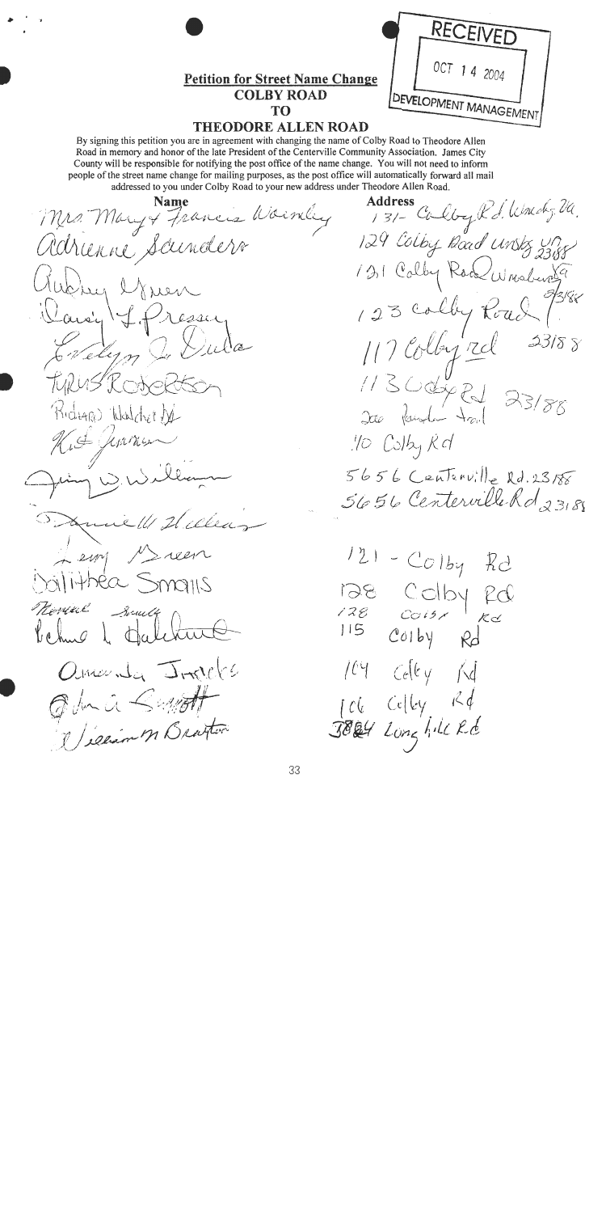RECEIVED

OCT 14 2004

DEVELOPMENT MANAGEMENT

## Petition for Street Name Change
## COLBY ROAD
## TO
## THEODORE ALLEN ROAD

By signing this petition you are in agreement with changing the name of Colby Road to Theodore Allen Road in memory and honor of the late President of the Centerville Community Association. James City County will be responsible for notifying the post office of the name change. You will not need to inform people of the street name change for mailing purposes, as the post office will automatically forward all mail addressed to you under Colby Road to your new address under Theodore Allen Road.

| Name | Address |
|---|---|
| Mrs. Mary & Francis Wornley | 131 Colby Rd. Wmsbg. Va. |
| Adrienne Saunders | 129 Colby Road Wmsbg VA 23188 |
| Audrey Lyman | 131 Colby Road Wmsburg VA 23188 |
| Daisy L. Pressey | 123 Colby Road |
| Evelyn J. Dula | 117 Colby rd 23188 |
| Tyrus Robertson | 113 Colby Rd 23188 |
| Richard Walcher Jr | 200 Ramble trail |
| Kit Jenkins | 110 Colby Rd |
| Jimmy W. William | 5656 Centerville Rd. 23188 |
| Annie W. Williams | 5656 Centerville Rd 23188 |
| Larry Green | 121 - Colby Rd |
| Dalithea Smalls | 128 Colby Rd |
| Thermal Smalls | 128 Colby Rd |
| Pelma L. Dalehunt | 115 Colby Rd |
| Amanda Jenkins | 109 Colby Rd |
| John A. Smith | 106 Colby Rd |
| William M. Braxton | 3884 Longhill Rd |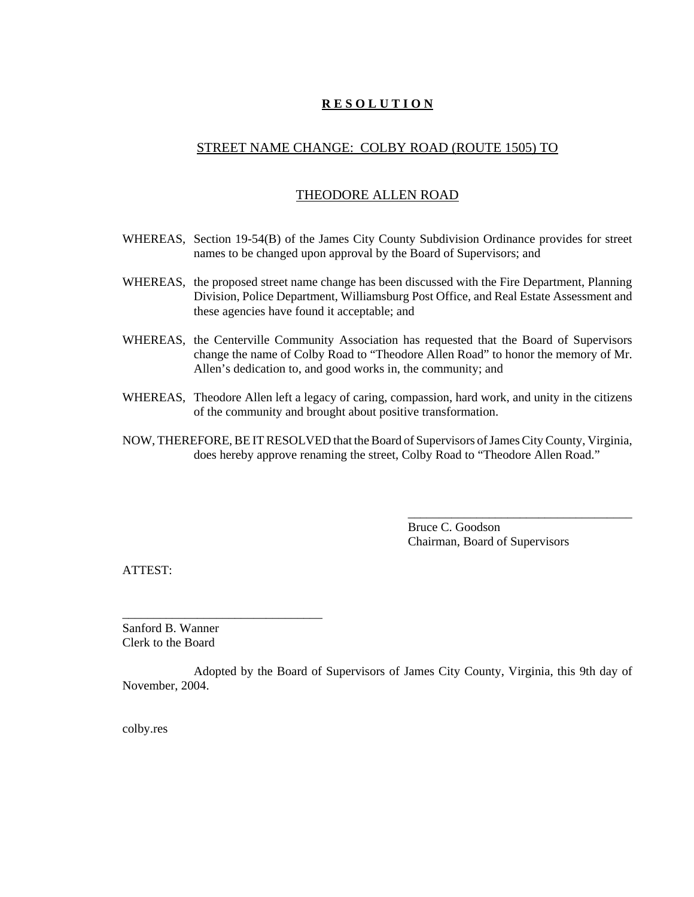# **R E S O L U T I O N**

## STREET NAME CHANGE: COLBY ROAD (ROUTE 1505) TO

## THEODORE ALLEN ROAD

WHEREAS, Section 19-54(B) of the James City County Subdivision Ordinance provides for street names to be changed upon approval by the Board of Supervisors; and

WHEREAS, the proposed street name change has been discussed with the Fire Department, Planning Division, Police Department, Williamsburg Post Office, and Real Estate Assessment and these agencies have found it acceptable; and

WHEREAS, the Centerville Community Association has requested that the Board of Supervisors change the name of Colby Road to "Theodore Allen Road" to honor the memory of Mr. Allen's dedication to, and good works in, the community; and

WHEREAS, Theodore Allen left a legacy of caring, compassion, hard work, and unity in the citizens of the community and brought about positive transformation.

NOW, THEREFORE, BE IT RESOLVED that the Board of Supervisors of James City County, Virginia, does hereby approve renaming the street, Colby Road to "Theodore Allen Road."

_____________________________________
Bruce C. Goodson
Chairman, Board of Supervisors

ATTEST:

________________________________
Sanford B. Wanner
Clerk to the Board

Adopted by the Board of Supervisors of James City County, Virginia, this 9th day of November, 2004.

colby.res